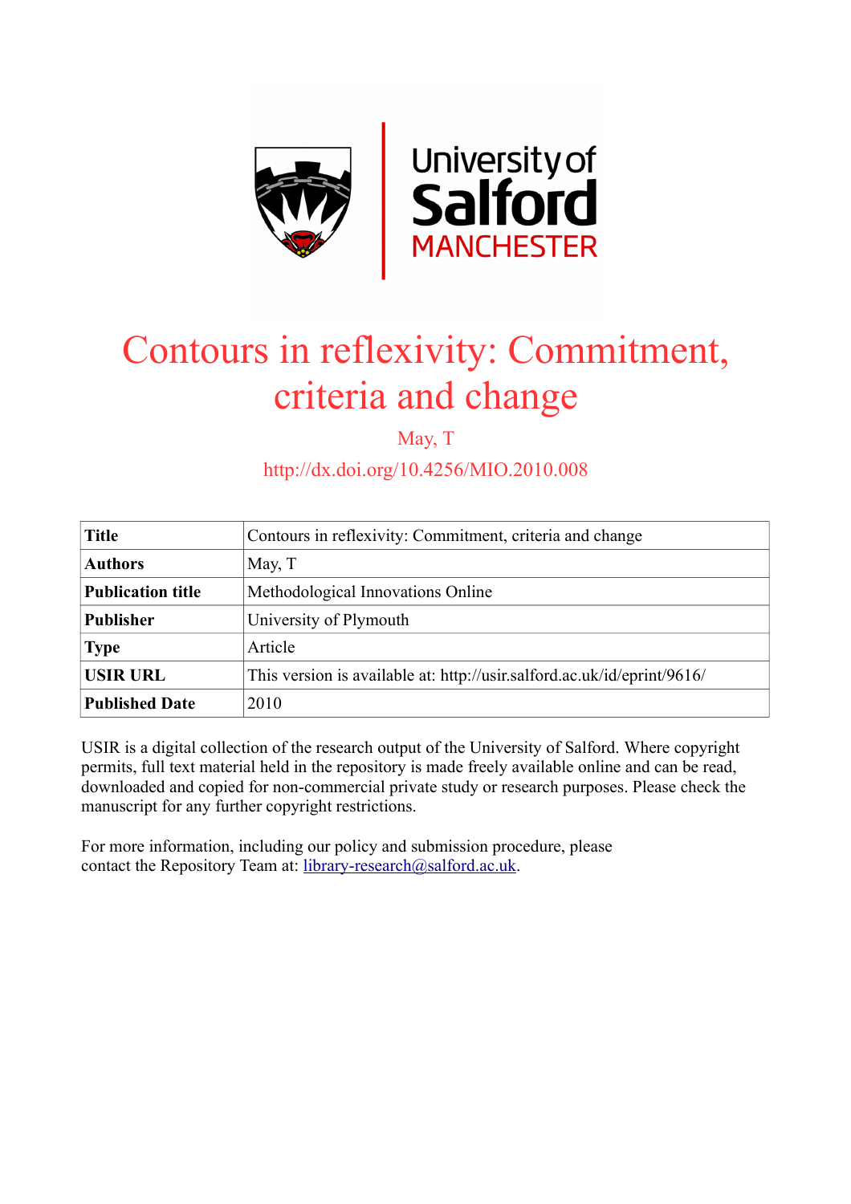# Contours in reflexivity: Commitment, criteria and change

May, T

http://dx.doi.org/10.4256/MIO.2010.008

| **Title** | Contours in reflexivity: Commitment, criteria and change |
|---|---|
| **Authors** | May, T |
| **Publication title** | Methodological Innovations Online |
| **Publisher** | University of Plymouth |
| **Type** | Article |
| **USIR URL** | This version is available at: http://usir.salford.ac.uk/id/eprint/9616/ |
| **Published Date** | 2010 |

USIR is a digital collection of the research output of the University of Salford. Where copyright permits, full text material held in the repository is made freely available online and can be read, downloaded and copied for non-commercial private study or research purposes. Please check the manuscript for any further copyright restrictions.

For more information, including our policy and submission procedure, please contact the Repository Team at: library-research@salford.ac.uk.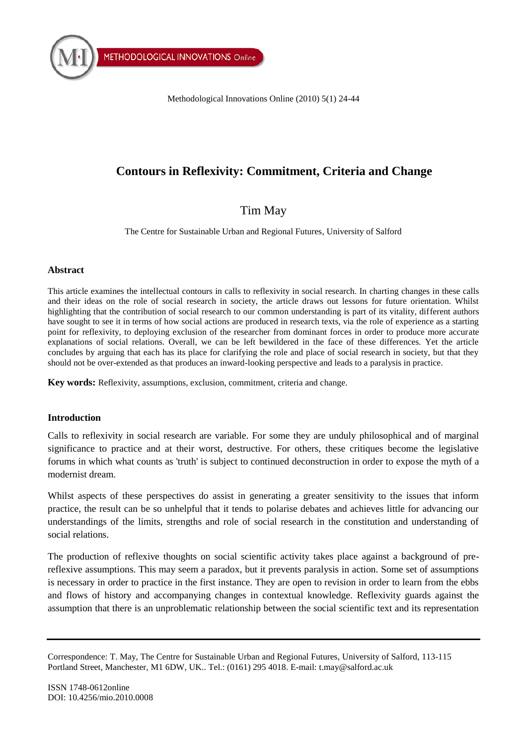# Contours in Reflexivity: Commitment, Criteria and Change

Tim May

The Centre for Sustainable Urban and Regional Futures, University of Salford

### Abstract

This article examines the intellectual contours in calls to reflexivity in social research. In charting changes in these calls and their ideas on the role of social research in society, the article draws out lessons for future orientation. Whilst highlighting that the contribution of social research to our common understanding is part of its vitality, different authors have sought to see it in terms of how social actions are produced in research texts, via the role of experience as a starting point for reflexivity, to deploying exclusion of the researcher from dominant forces in order to produce more accurate explanations of social relations. Overall, we can be left bewildered in the face of these differences. Yet the article concludes by arguing that each has its place for clarifying the role and place of social research in society, but that they should not be over-extended as that produces an inward-looking perspective and leads to a paralysis in practice.

**Key words:** Reflexivity, assumptions, exclusion, commitment, criteria and change.

### Introduction

Calls to reflexivity in social research are variable. For some they are unduly philosophical and of marginal significance to practice and at their worst, destructive. For others, these critiques become the legislative forums in which what counts as 'truth' is subject to continued deconstruction in order to expose the myth of a modernist dream.

Whilst aspects of these perspectives do assist in generating a greater sensitivity to the issues that inform practice, the result can be so unhelpful that it tends to polarise debates and achieves little for advancing our understandings of the limits, strengths and role of social research in the constitution and understanding of social relations.

The production of reflexive thoughts on social scientific activity takes place against a background of pre-reflexive assumptions. This may seem a paradox, but it prevents paralysis in action. Some set of assumptions is necessary in order to practice in the first instance. They are open to revision in order to learn from the ebbs and flows of history and accompanying changes in contextual knowledge. Reflexivity guards against the assumption that there is an unproblematic relationship between the social scientific text and its representation

Correspondence: T. May, The Centre for Sustainable Urban and Regional Futures, University of Salford, 113-115 Portland Street, Manchester, M1 6DW, UK.. Tel.: (0161) 295 4018. E-mail: t.may@salford.ac.uk

ISSN 1748-0612online
DOI: 10.4256/mio.2010.0008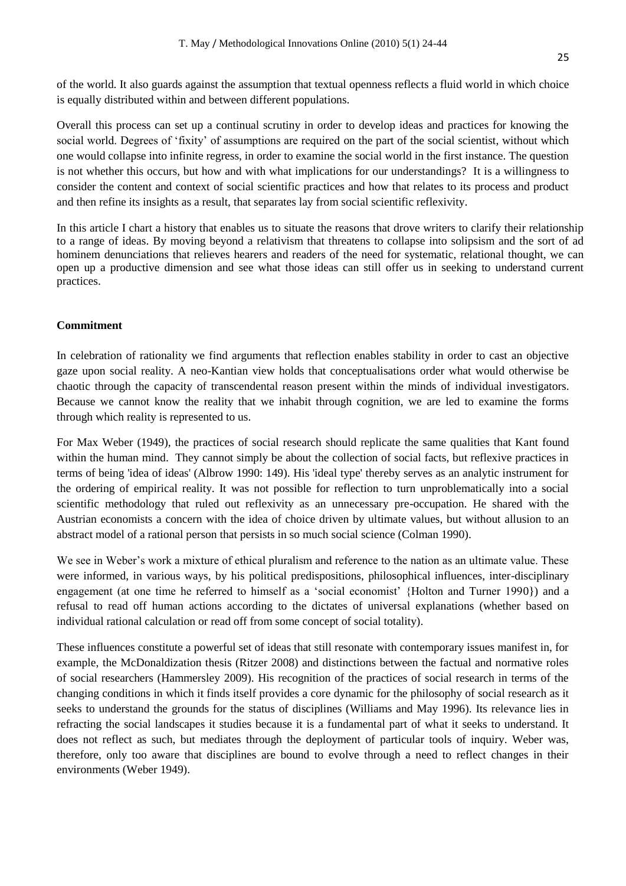of the world. It also guards against the assumption that textual openness reflects a fluid world in which choice is equally distributed within and between different populations.

Overall this process can set up a continual scrutiny in order to develop ideas and practices for knowing the social world. Degrees of 'fixity' of assumptions are required on the part of the social scientist, without which one would collapse into infinite regress, in order to examine the social world in the first instance. The question is not whether this occurs, but how and with what implications for our understandings? It is a willingness to consider the content and context of social scientific practices and how that relates to its process and product and then refine its insights as a result, that separates lay from social scientific reflexivity.

In this article I chart a history that enables us to situate the reasons that drove writers to clarify their relationship to a range of ideas. By moving beyond a relativism that threatens to collapse into solipsism and the sort of ad hominem denunciations that relieves hearers and readers of the need for systematic, relational thought, we can open up a productive dimension and see what those ideas can still offer us in seeking to understand current practices.

## Commitment

In celebration of rationality we find arguments that reflection enables stability in order to cast an objective gaze upon social reality. A neo-Kantian view holds that conceptualisations order what would otherwise be chaotic through the capacity of transcendental reason present within the minds of individual investigators. Because we cannot know the reality that we inhabit through cognition, we are led to examine the forms through which reality is represented to us.

For Max Weber (1949), the practices of social research should replicate the same qualities that Kant found within the human mind. They cannot simply be about the collection of social facts, but reflexive practices in terms of being 'idea of ideas' (Albrow 1990: 149). His 'ideal type' thereby serves as an analytic instrument for the ordering of empirical reality. It was not possible for reflection to turn unproblematically into a social scientific methodology that ruled out reflexivity as an unnecessary pre-occupation. He shared with the Austrian economists a concern with the idea of choice driven by ultimate values, but without allusion to an abstract model of a rational person that persists in so much social science (Colman 1990).

We see in Weber's work a mixture of ethical pluralism and reference to the nation as an ultimate value. These were informed, in various ways, by his political predispositions, philosophical influences, inter-disciplinary engagement (at one time he referred to himself as a 'social economist' {Holton and Turner 1990}) and a refusal to read off human actions according to the dictates of universal explanations (whether based on individual rational calculation or read off from some concept of social totality).

These influences constitute a powerful set of ideas that still resonate with contemporary issues manifest in, for example, the McDonaldization thesis (Ritzer 2008) and distinctions between the factual and normative roles of social researchers (Hammersley 2009). His recognition of the practices of social research in terms of the changing conditions in which it finds itself provides a core dynamic for the philosophy of social research as it seeks to understand the grounds for the status of disciplines (Williams and May 1996). Its relevance lies in refracting the social landscapes it studies because it is a fundamental part of what it seeks to understand. It does not reflect as such, but mediates through the deployment of particular tools of inquiry. Weber was, therefore, only too aware that disciplines are bound to evolve through a need to reflect changes in their environments (Weber 1949).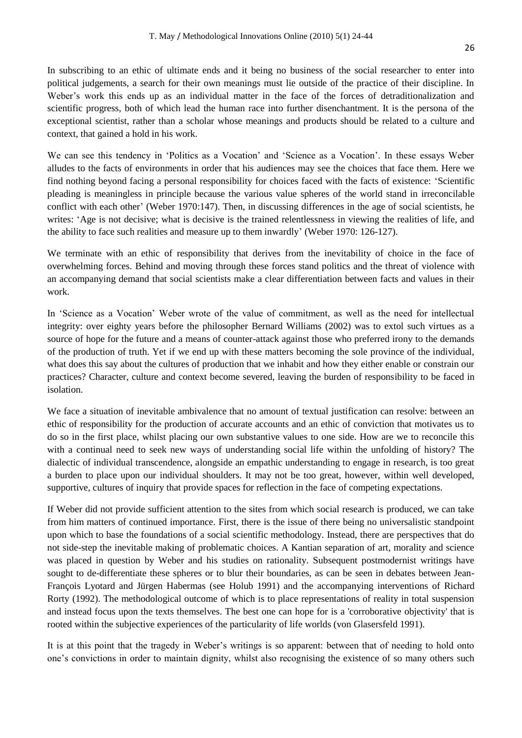In subscribing to an ethic of ultimate ends and it being no business of the social researcher to enter into political judgements, a search for their own meanings must lie outside of the practice of their discipline. In Weber's work this ends up as an individual matter in the face of the forces of detraditionalization and scientific progress, both of which lead the human race into further disenchantment. It is the persona of the exceptional scientist, rather than a scholar whose meanings and products should be related to a culture and context, that gained a hold in his work.

We can see this tendency in 'Politics as a Vocation' and 'Science as a Vocation'. In these essays Weber alludes to the facts of environments in order that his audiences may see the choices that face them. Here we find nothing beyond facing a personal responsibility for choices faced with the facts of existence: 'Scientific pleading is meaningless in principle because the various value spheres of the world stand in irreconcilable conflict with each other' (Weber 1970:147). Then, in discussing differences in the age of social scientists, he writes: 'Age is not decisive; what is decisive is the trained relentlessness in viewing the realities of life, and the ability to face such realities and measure up to them inwardly' (Weber 1970: 126-127).

We terminate with an ethic of responsibility that derives from the inevitability of choice in the face of overwhelming forces. Behind and moving through these forces stand politics and the threat of violence with an accompanying demand that social scientists make a clear differentiation between facts and values in their work.

In 'Science as a Vocation' Weber wrote of the value of commitment, as well as the need for intellectual integrity: over eighty years before the philosopher Bernard Williams (2002) was to extol such virtues as a source of hope for the future and a means of counter-attack against those who preferred irony to the demands of the production of truth. Yet if we end up with these matters becoming the sole province of the individual, what does this say about the cultures of production that we inhabit and how they either enable or constrain our practices? Character, culture and context become severed, leaving the burden of responsibility to be faced in isolation.

We face a situation of inevitable ambivalence that no amount of textual justification can resolve: between an ethic of responsibility for the production of accurate accounts and an ethic of conviction that motivates us to do so in the first place, whilst placing our own substantive values to one side. How are we to reconcile this with a continual need to seek new ways of understanding social life within the unfolding of history? The dialectic of individual transcendence, alongside an empathic understanding to engage in research, is too great a burden to place upon our individual shoulders. It may not be too great, however, within well developed, supportive, cultures of inquiry that provide spaces for reflection in the face of competing expectations.

If Weber did not provide sufficient attention to the sites from which social research is produced, we can take from him matters of continued importance. First, there is the issue of there being no universalistic standpoint upon which to base the foundations of a social scientific methodology. Instead, there are perspectives that do not side-step the inevitable making of problematic choices. A Kantian separation of art, morality and science was placed in question by Weber and his studies on rationality. Subsequent postmodernist writings have sought to de-differentiate these spheres or to blur their boundaries, as can be seen in debates between Jean-François Lyotard and Jürgen Habermas (see Holub 1991) and the accompanying interventions of Richard Rorty (1992). The methodological outcome of which is to place representations of reality in total suspension and instead focus upon the texts themselves. The best one can hope for is a 'corroborative objectivity' that is rooted within the subjective experiences of the particularity of life worlds (von Glasersfeld 1991).

It is at this point that the tragedy in Weber's writings is so apparent: between that of needing to hold onto one's convictions in order to maintain dignity, whilst also recognising the existence of so many others such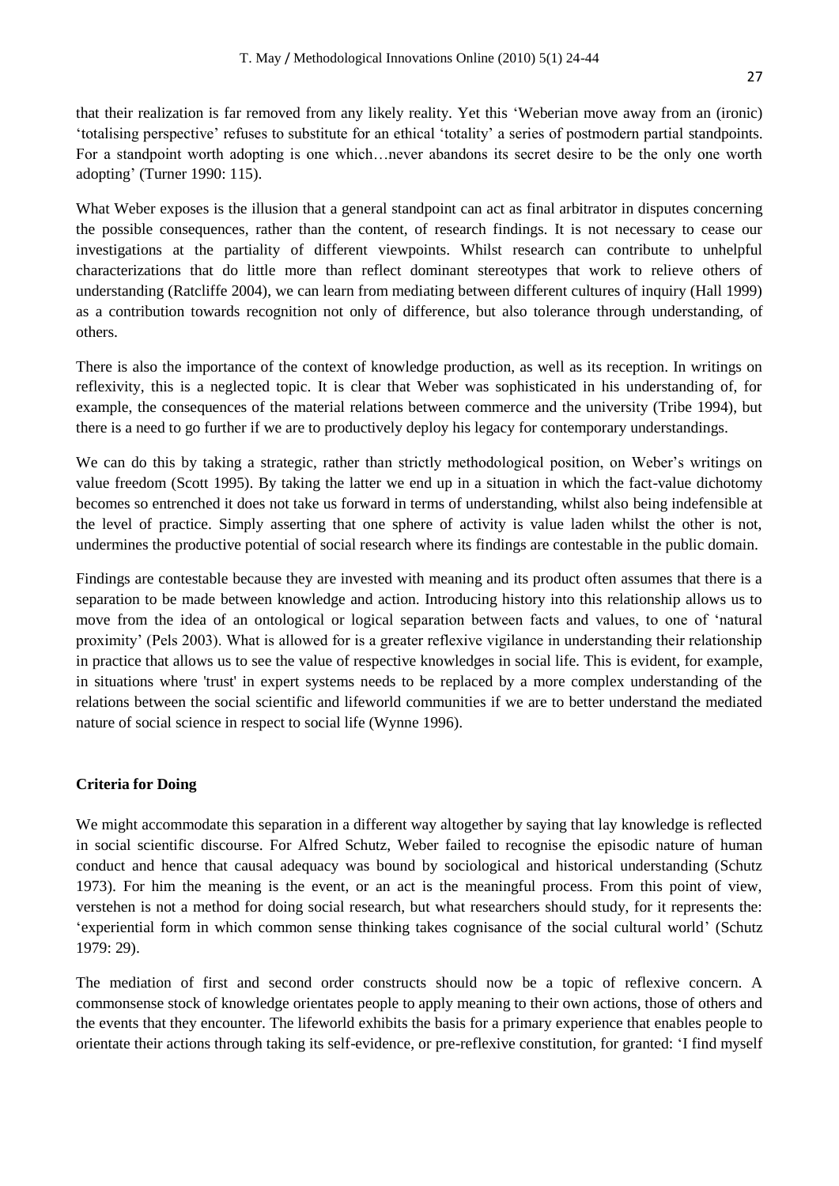that their realization is far removed from any likely reality. Yet this 'Weberian move away from an (ironic) 'totalising perspective' refuses to substitute for an ethical 'totality' a series of postmodern partial standpoints. For a standpoint worth adopting is one which…never abandons its secret desire to be the only one worth adopting' (Turner 1990: 115).

What Weber exposes is the illusion that a general standpoint can act as final arbitrator in disputes concerning the possible consequences, rather than the content, of research findings. It is not necessary to cease our investigations at the partiality of different viewpoints. Whilst research can contribute to unhelpful characterizations that do little more than reflect dominant stereotypes that work to relieve others of understanding (Ratcliffe 2004), we can learn from mediating between different cultures of inquiry (Hall 1999) as a contribution towards recognition not only of difference, but also tolerance through understanding, of others.

There is also the importance of the context of knowledge production, as well as its reception. In writings on reflexivity, this is a neglected topic. It is clear that Weber was sophisticated in his understanding of, for example, the consequences of the material relations between commerce and the university (Tribe 1994), but there is a need to go further if we are to productively deploy his legacy for contemporary understandings.

We can do this by taking a strategic, rather than strictly methodological position, on Weber's writings on value freedom (Scott 1995). By taking the latter we end up in a situation in which the fact-value dichotomy becomes so entrenched it does not take us forward in terms of understanding, whilst also being indefensible at the level of practice. Simply asserting that one sphere of activity is value laden whilst the other is not, undermines the productive potential of social research where its findings are contestable in the public domain.

Findings are contestable because they are invested with meaning and its product often assumes that there is a separation to be made between knowledge and action. Introducing history into this relationship allows us to move from the idea of an ontological or logical separation between facts and values, to one of 'natural proximity' (Pels 2003). What is allowed for is a greater reflexive vigilance in understanding their relationship in practice that allows us to see the value of respective knowledges in social life. This is evident, for example, in situations where 'trust' in expert systems needs to be replaced by a more complex understanding of the relations between the social scientific and lifeworld communities if we are to better understand the mediated nature of social science in respect to social life (Wynne 1996).

## Criteria for Doing

We might accommodate this separation in a different way altogether by saying that lay knowledge is reflected in social scientific discourse. For Alfred Schutz, Weber failed to recognise the episodic nature of human conduct and hence that causal adequacy was bound by sociological and historical understanding (Schutz 1973). For him the meaning is the event, or an act is the meaningful process. From this point of view, verstehen is not a method for doing social research, but what researchers should study, for it represents the: 'experiential form in which common sense thinking takes cognisance of the social cultural world' (Schutz 1979: 29).

The mediation of first and second order constructs should now be a topic of reflexive concern. A commonsense stock of knowledge orientates people to apply meaning to their own actions, those of others and the events that they encounter. The lifeworld exhibits the basis for a primary experience that enables people to orientate their actions through taking its self-evidence, or pre-reflexive constitution, for granted: 'I find myself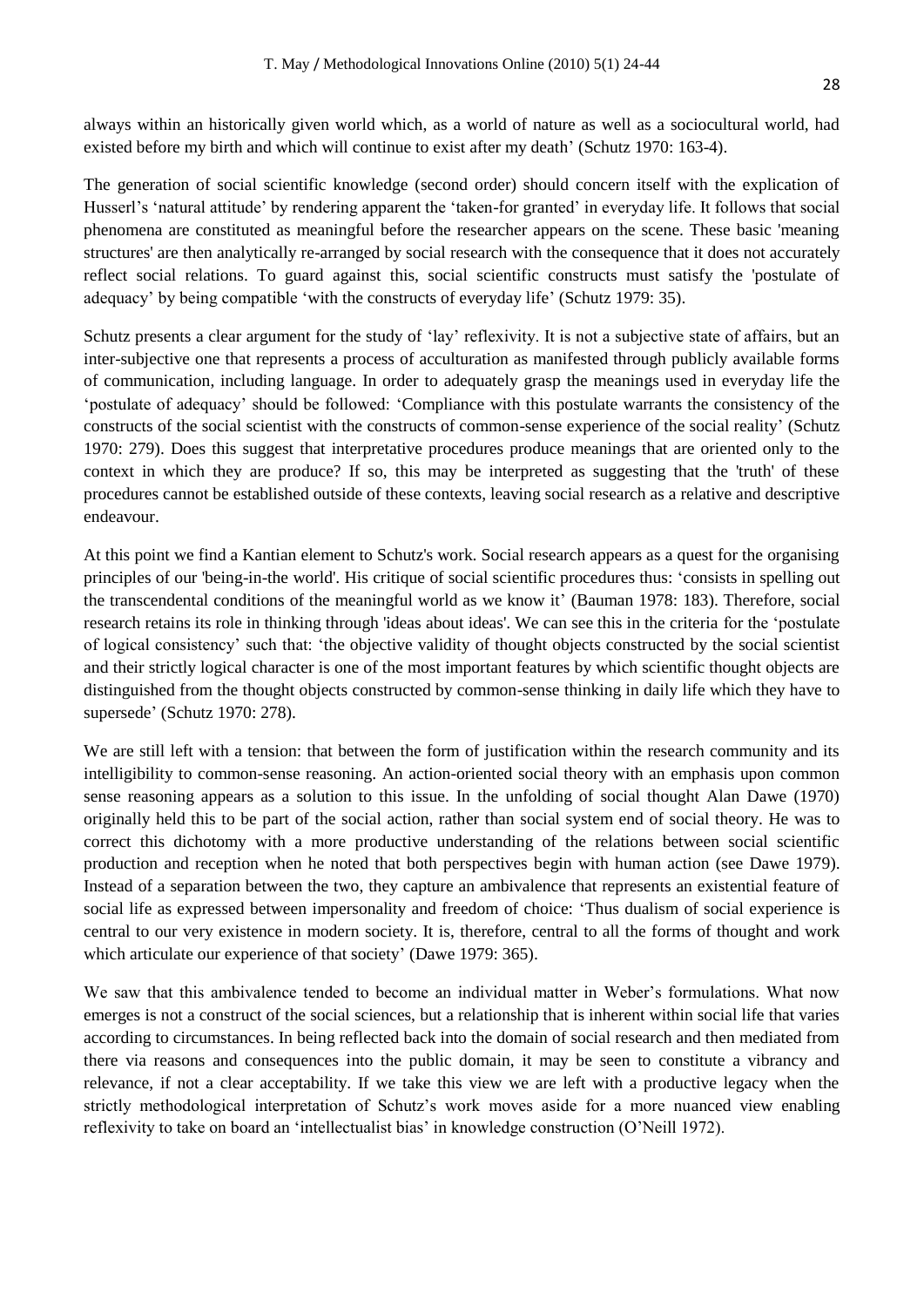always within an historically given world which, as a world of nature as well as a sociocultural world, had existed before my birth and which will continue to exist after my death' (Schutz 1970: 163-4).

The generation of social scientific knowledge (second order) should concern itself with the explication of Husserl's 'natural attitude' by rendering apparent the 'taken-for granted' in everyday life. It follows that social phenomena are constituted as meaningful before the researcher appears on the scene. These basic 'meaning structures' are then analytically re-arranged by social research with the consequence that it does not accurately reflect social relations. To guard against this, social scientific constructs must satisfy the 'postulate of adequacy' by being compatible 'with the constructs of everyday life' (Schutz 1979: 35).

Schutz presents a clear argument for the study of 'lay' reflexivity. It is not a subjective state of affairs, but an inter-subjective one that represents a process of acculturation as manifested through publicly available forms of communication, including language. In order to adequately grasp the meanings used in everyday life the 'postulate of adequacy' should be followed: 'Compliance with this postulate warrants the consistency of the constructs of the social scientist with the constructs of common-sense experience of the social reality' (Schutz 1970: 279). Does this suggest that interpretative procedures produce meanings that are oriented only to the context in which they are produce? If so, this may be interpreted as suggesting that the 'truth' of these procedures cannot be established outside of these contexts, leaving social research as a relative and descriptive endeavour.

At this point we find a Kantian element to Schutz's work. Social research appears as a quest for the organising principles of our 'being-in-the world'. His critique of social scientific procedures thus: 'consists in spelling out the transcendental conditions of the meaningful world as we know it' (Bauman 1978: 183). Therefore, social research retains its role in thinking through 'ideas about ideas'. We can see this in the criteria for the 'postulate of logical consistency' such that: 'the objective validity of thought objects constructed by the social scientist and their strictly logical character is one of the most important features by which scientific thought objects are distinguished from the thought objects constructed by common-sense thinking in daily life which they have to supersede' (Schutz 1970: 278).

We are still left with a tension: that between the form of justification within the research community and its intelligibility to common-sense reasoning. An action-oriented social theory with an emphasis upon common sense reasoning appears as a solution to this issue. In the unfolding of social thought Alan Dawe (1970) originally held this to be part of the social action, rather than social system end of social theory. He was to correct this dichotomy with a more productive understanding of the relations between social scientific production and reception when he noted that both perspectives begin with human action (see Dawe 1979). Instead of a separation between the two, they capture an ambivalence that represents an existential feature of social life as expressed between impersonality and freedom of choice: 'Thus dualism of social experience is central to our very existence in modern society. It is, therefore, central to all the forms of thought and work which articulate our experience of that society' (Dawe 1979: 365).

We saw that this ambivalence tended to become an individual matter in Weber's formulations. What now emerges is not a construct of the social sciences, but a relationship that is inherent within social life that varies according to circumstances. In being reflected back into the domain of social research and then mediated from there via reasons and consequences into the public domain, it may be seen to constitute a vibrancy and relevance, if not a clear acceptability. If we take this view we are left with a productive legacy when the strictly methodological interpretation of Schutz's work moves aside for a more nuanced view enabling reflexivity to take on board an 'intellectualist bias' in knowledge construction (O'Neill 1972).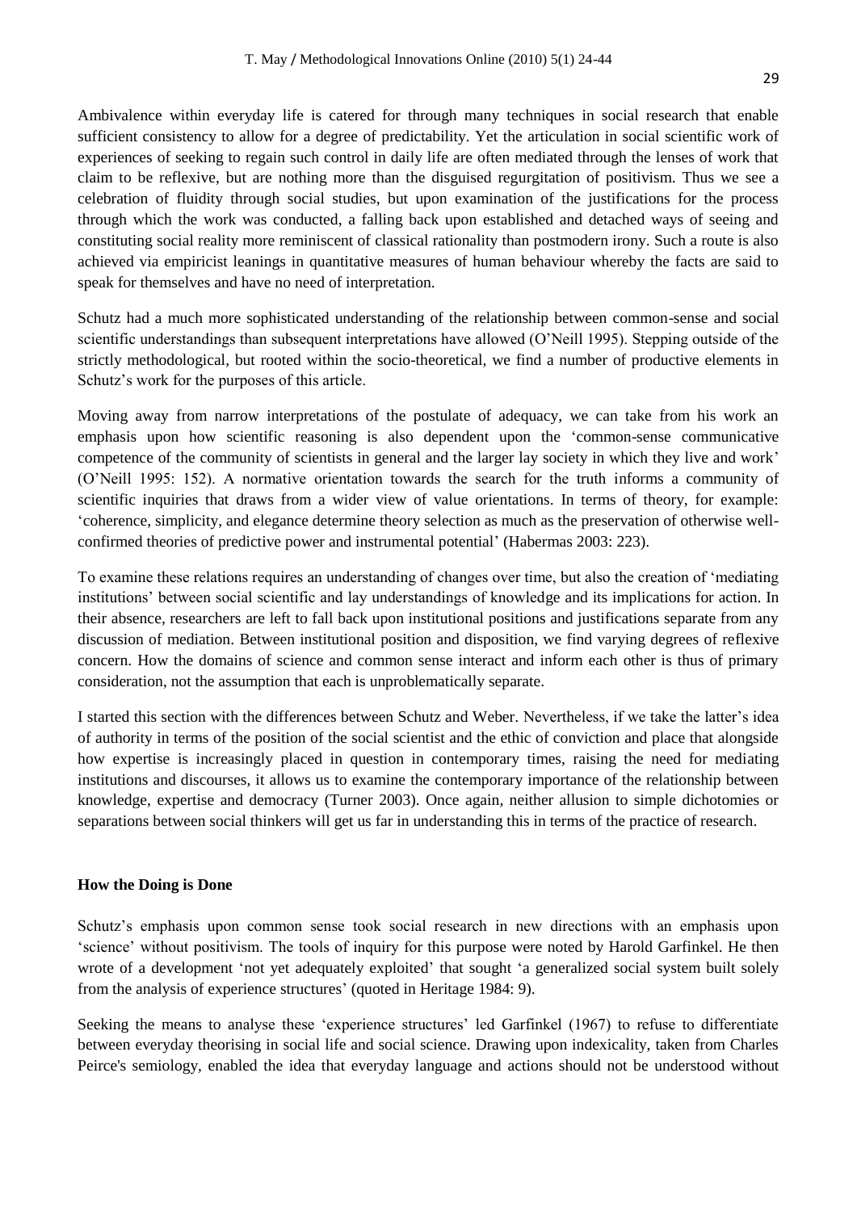Ambivalence within everyday life is catered for through many techniques in social research that enable sufficient consistency to allow for a degree of predictability. Yet the articulation in social scientific work of experiences of seeking to regain such control in daily life are often mediated through the lenses of work that claim to be reflexive, but are nothing more than the disguised regurgitation of positivism. Thus we see a celebration of fluidity through social studies, but upon examination of the justifications for the process through which the work was conducted, a falling back upon established and detached ways of seeing and constituting social reality more reminiscent of classical rationality than postmodern irony. Such a route is also achieved via empiricist leanings in quantitative measures of human behaviour whereby the facts are said to speak for themselves and have no need of interpretation.

Schutz had a much more sophisticated understanding of the relationship between common-sense and social scientific understandings than subsequent interpretations have allowed (O'Neill 1995). Stepping outside of the strictly methodological, but rooted within the socio-theoretical, we find a number of productive elements in Schutz's work for the purposes of this article.

Moving away from narrow interpretations of the postulate of adequacy, we can take from his work an emphasis upon how scientific reasoning is also dependent upon the 'common-sense communicative competence of the community of scientists in general and the larger lay society in which they live and work' (O'Neill 1995: 152). A normative orientation towards the search for the truth informs a community of scientific inquiries that draws from a wider view of value orientations. In terms of theory, for example: 'coherence, simplicity, and elegance determine theory selection as much as the preservation of otherwise well-confirmed theories of predictive power and instrumental potential' (Habermas 2003: 223).

To examine these relations requires an understanding of changes over time, but also the creation of 'mediating institutions' between social scientific and lay understandings of knowledge and its implications for action. In their absence, researchers are left to fall back upon institutional positions and justifications separate from any discussion of mediation. Between institutional position and disposition, we find varying degrees of reflexive concern. How the domains of science and common sense interact and inform each other is thus of primary consideration, not the assumption that each is unproblematically separate.

I started this section with the differences between Schutz and Weber. Nevertheless, if we take the latter's idea of authority in terms of the position of the social scientist and the ethic of conviction and place that alongside how expertise is increasingly placed in question in contemporary times, raising the need for mediating institutions and discourses, it allows us to examine the contemporary importance of the relationship between knowledge, expertise and democracy (Turner 2003). Once again, neither allusion to simple dichotomies or separations between social thinkers will get us far in understanding this in terms of the practice of research.

## How the Doing is Done

Schutz's emphasis upon common sense took social research in new directions with an emphasis upon 'science' without positivism. The tools of inquiry for this purpose were noted by Harold Garfinkel. He then wrote of a development 'not yet adequately exploited' that sought 'a generalized social system built solely from the analysis of experience structures' (quoted in Heritage 1984: 9).

Seeking the means to analyse these 'experience structures' led Garfinkel (1967) to refuse to differentiate between everyday theorising in social life and social science. Drawing upon indexicality, taken from Charles Peirce's semiology, enabled the idea that everyday language and actions should not be understood without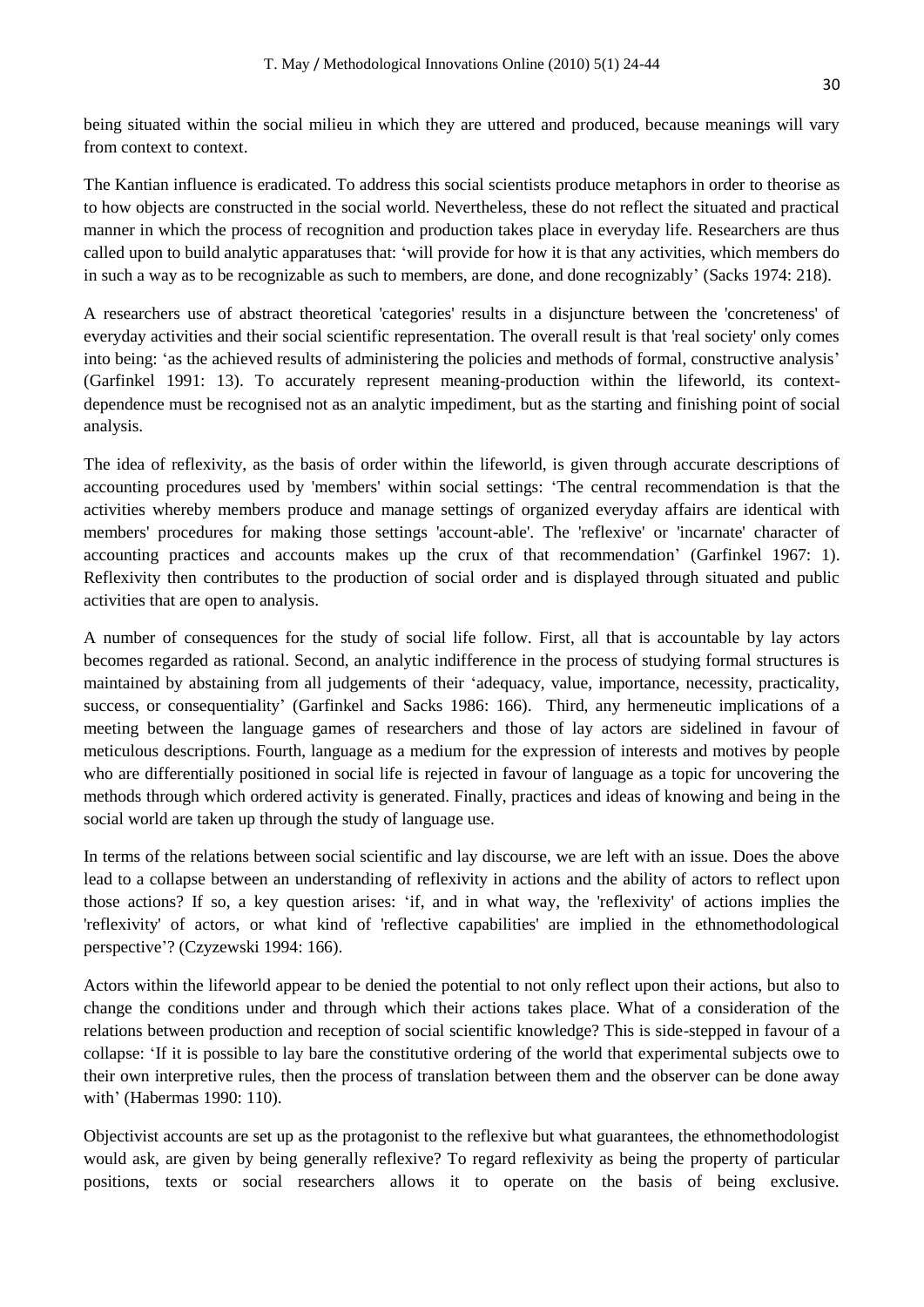being situated within the social milieu in which they are uttered and produced, because meanings will vary from context to context.

The Kantian influence is eradicated. To address this social scientists produce metaphors in order to theorise as to how objects are constructed in the social world. Nevertheless, these do not reflect the situated and practical manner in which the process of recognition and production takes place in everyday life. Researchers are thus called upon to build analytic apparatuses that: 'will provide for how it is that any activities, which members do in such a way as to be recognizable as such to members, are done, and done recognizably' (Sacks 1974: 218).

A researchers use of abstract theoretical 'categories' results in a disjuncture between the 'concreteness' of everyday activities and their social scientific representation. The overall result is that 'real society' only comes into being: 'as the achieved results of administering the policies and methods of formal, constructive analysis' (Garfinkel 1991: 13). To accurately represent meaning-production within the lifeworld, its context-dependence must be recognised not as an analytic impediment, but as the starting and finishing point of social analysis.

The idea of reflexivity, as the basis of order within the lifeworld, is given through accurate descriptions of accounting procedures used by 'members' within social settings: 'The central recommendation is that the activities whereby members produce and manage settings of organized everyday affairs are identical with members' procedures for making those settings 'account-able'. The 'reflexive' or 'incarnate' character of accounting practices and accounts makes up the crux of that recommendation' (Garfinkel 1967: 1). Reflexivity then contributes to the production of social order and is displayed through situated and public activities that are open to analysis.

A number of consequences for the study of social life follow. First, all that is accountable by lay actors becomes regarded as rational. Second, an analytic indifference in the process of studying formal structures is maintained by abstaining from all judgements of their 'adequacy, value, importance, necessity, practicality, success, or consequentiality' (Garfinkel and Sacks 1986: 166). Third, any hermeneutic implications of a meeting between the language games of researchers and those of lay actors are sidelined in favour of meticulous descriptions. Fourth, language as a medium for the expression of interests and motives by people who are differentially positioned in social life is rejected in favour of language as a topic for uncovering the methods through which ordered activity is generated. Finally, practices and ideas of knowing and being in the social world are taken up through the study of language use.

In terms of the relations between social scientific and lay discourse, we are left with an issue. Does the above lead to a collapse between an understanding of reflexivity in actions and the ability of actors to reflect upon those actions? If so, a key question arises: 'if, and in what way, the 'reflexivity' of actions implies the 'reflexivity' of actors, or what kind of 'reflective capabilities' are implied in the ethnomethodological perspective'? (Czyzewski 1994: 166).

Actors within the lifeworld appear to be denied the potential to not only reflect upon their actions, but also to change the conditions under and through which their actions takes place. What of a consideration of the relations between production and reception of social scientific knowledge? This is side-stepped in favour of a collapse: 'If it is possible to lay bare the constitutive ordering of the world that experimental subjects owe to their own interpretive rules, then the process of translation between them and the observer can be done away with' (Habermas 1990: 110).

Objectivist accounts are set up as the protagonist to the reflexive but what guarantees, the ethnomethodologist would ask, are given by being generally reflexive? To regard reflexivity as being the property of particular positions, texts or social researchers allows it to operate on the basis of being exclusive.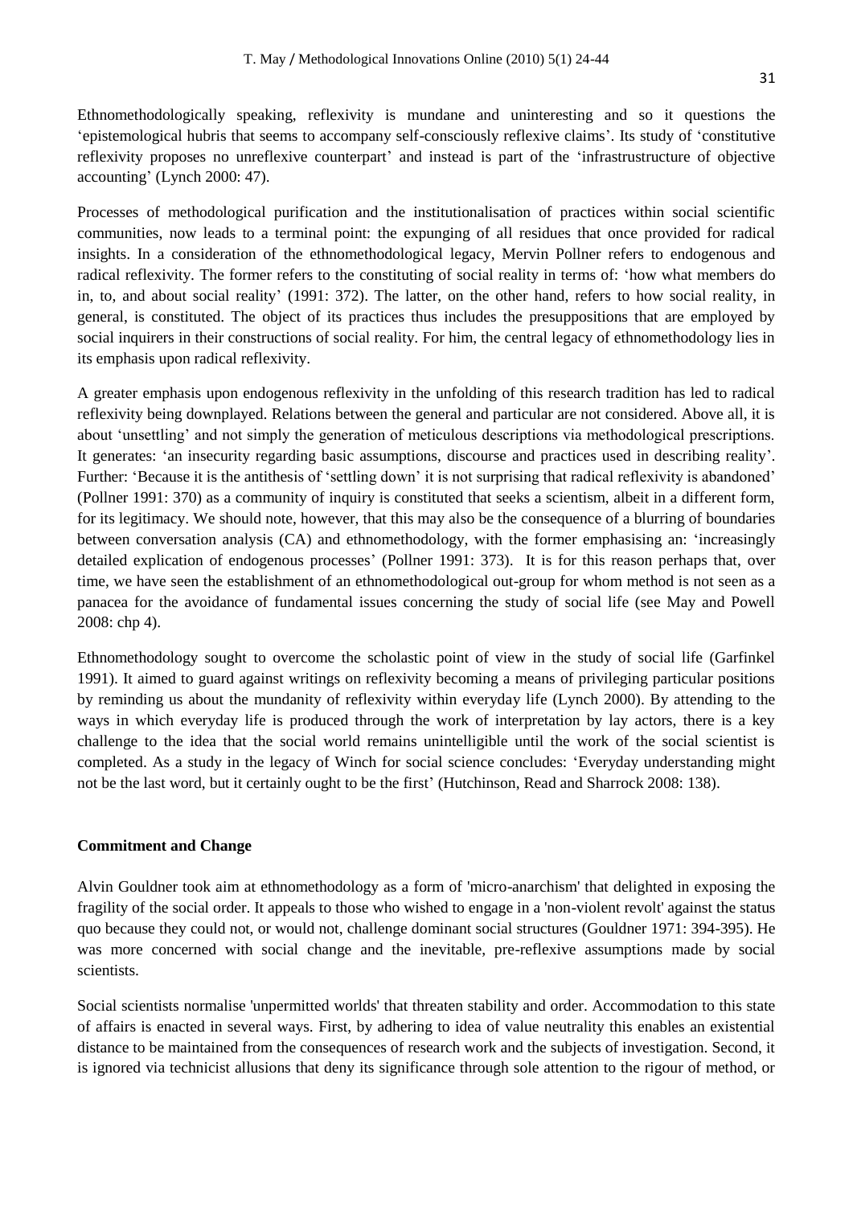Ethnomethodologically speaking, reflexivity is mundane and uninteresting and so it questions the 'epistemological hubris that seems to accompany self-consciously reflexive claims'. Its study of 'constitutive reflexivity proposes no unreflexive counterpart' and instead is part of the 'infrastrustructure of objective accounting' (Lynch 2000: 47).

Processes of methodological purification and the institutionalisation of practices within social scientific communities, now leads to a terminal point: the expunging of all residues that once provided for radical insights. In a consideration of the ethnomethodological legacy, Mervin Pollner refers to endogenous and radical reflexivity. The former refers to the constituting of social reality in terms of: 'how what members do in, to, and about social reality' (1991: 372). The latter, on the other hand, refers to how social reality, in general, is constituted. The object of its practices thus includes the presuppositions that are employed by social inquirers in their constructions of social reality. For him, the central legacy of ethnomethodology lies in its emphasis upon radical reflexivity.

A greater emphasis upon endogenous reflexivity in the unfolding of this research tradition has led to radical reflexivity being downplayed. Relations between the general and particular are not considered. Above all, it is about 'unsettling' and not simply the generation of meticulous descriptions via methodological prescriptions. It generates: 'an insecurity regarding basic assumptions, discourse and practices used in describing reality'. Further: 'Because it is the antithesis of 'settling down' it is not surprising that radical reflexivity is abandoned' (Pollner 1991: 370) as a community of inquiry is constituted that seeks a scientism, albeit in a different form, for its legitimacy. We should note, however, that this may also be the consequence of a blurring of boundaries between conversation analysis (CA) and ethnomethodology, with the former emphasising an: 'increasingly detailed explication of endogenous processes' (Pollner 1991: 373). It is for this reason perhaps that, over time, we have seen the establishment of an ethnomethodological out-group for whom method is not seen as a panacea for the avoidance of fundamental issues concerning the study of social life (see May and Powell 2008: chp 4).

Ethnomethodology sought to overcome the scholastic point of view in the study of social life (Garfinkel 1991). It aimed to guard against writings on reflexivity becoming a means of privileging particular positions by reminding us about the mundanity of reflexivity within everyday life (Lynch 2000). By attending to the ways in which everyday life is produced through the work of interpretation by lay actors, there is a key challenge to the idea that the social world remains unintelligible until the work of the social scientist is completed. As a study in the legacy of Winch for social science concludes: 'Everyday understanding might not be the last word, but it certainly ought to be the first' (Hutchinson, Read and Sharrock 2008: 138).

## Commitment and Change

Alvin Gouldner took aim at ethnomethodology as a form of 'micro-anarchism' that delighted in exposing the fragility of the social order. It appeals to those who wished to engage in a 'non-violent revolt' against the status quo because they could not, or would not, challenge dominant social structures (Gouldner 1971: 394-395). He was more concerned with social change and the inevitable, pre-reflexive assumptions made by social scientists.

Social scientists normalise 'unpermitted worlds' that threaten stability and order. Accommodation to this state of affairs is enacted in several ways. First, by adhering to idea of value neutrality this enables an existential distance to be maintained from the consequences of research work and the subjects of investigation. Second, it is ignored via technicist allusions that deny its significance through sole attention to the rigour of method, or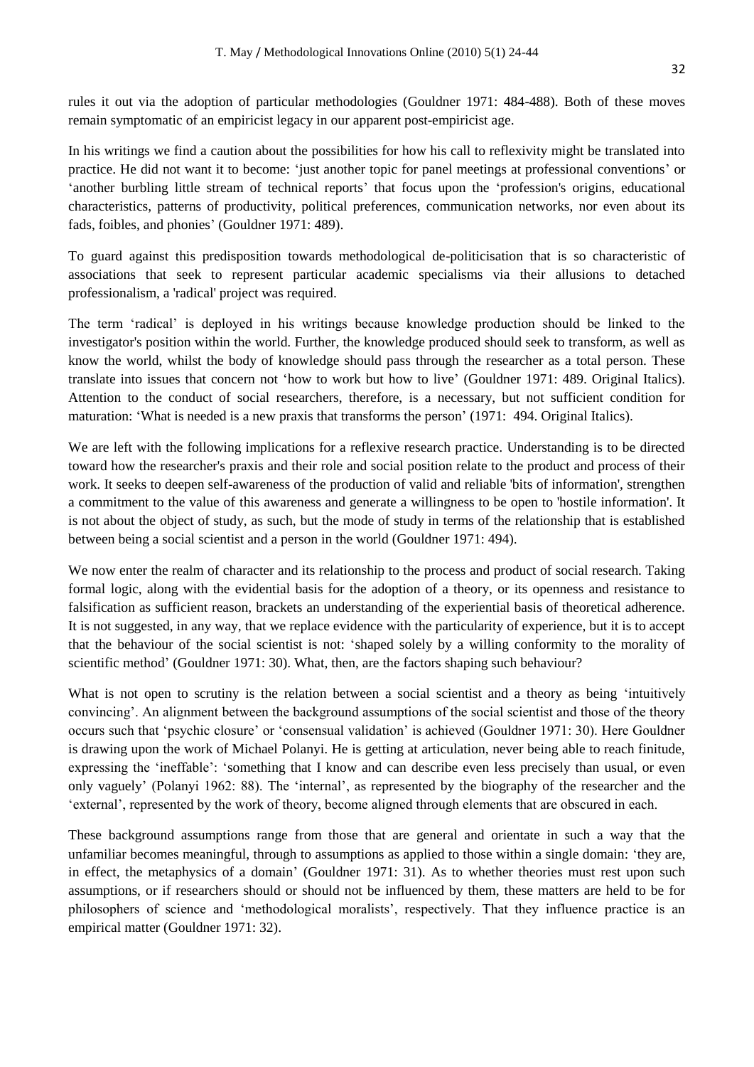rules it out via the adoption of particular methodologies (Gouldner 1971: 484-488). Both of these moves remain symptomatic of an empiricist legacy in our apparent post-empiricist age.

In his writings we find a caution about the possibilities for how his call to reflexivity might be translated into practice. He did not want it to become: 'just another topic for panel meetings at professional conventions' or 'another burbling little stream of technical reports' that focus upon the 'profession's origins, educational characteristics, patterns of productivity, political preferences, communication networks, nor even about its fads, foibles, and phonies' (Gouldner 1971: 489).

To guard against this predisposition towards methodological de-politicisation that is so characteristic of associations that seek to represent particular academic specialisms via their allusions to detached professionalism, a 'radical' project was required.

The term 'radical' is deployed in his writings because knowledge production should be linked to the investigator's position within the world. Further, the knowledge produced should seek to transform, as well as know the world, whilst the body of knowledge should pass through the researcher as a total person. These translate into issues that concern not 'how to work but how to live' (Gouldner 1971: 489. Original Italics). Attention to the conduct of social researchers, therefore, is a necessary, but not sufficient condition for maturation: 'What is needed is a new praxis that transforms the person' (1971: 494. Original Italics).

We are left with the following implications for a reflexive research practice. Understanding is to be directed toward how the researcher's praxis and their role and social position relate to the product and process of their work. It seeks to deepen self-awareness of the production of valid and reliable 'bits of information', strengthen a commitment to the value of this awareness and generate a willingness to be open to 'hostile information'. It is not about the object of study, as such, but the mode of study in terms of the relationship that is established between being a social scientist and a person in the world (Gouldner 1971: 494).

We now enter the realm of character and its relationship to the process and product of social research. Taking formal logic, along with the evidential basis for the adoption of a theory, or its openness and resistance to falsification as sufficient reason, brackets an understanding of the experiential basis of theoretical adherence. It is not suggested, in any way, that we replace evidence with the particularity of experience, but it is to accept that the behaviour of the social scientist is not: 'shaped solely by a willing conformity to the morality of scientific method' (Gouldner 1971: 30). What, then, are the factors shaping such behaviour?

What is not open to scrutiny is the relation between a social scientist and a theory as being 'intuitively convincing'. An alignment between the background assumptions of the social scientist and those of the theory occurs such that 'psychic closure' or 'consensual validation' is achieved (Gouldner 1971: 30). Here Gouldner is drawing upon the work of Michael Polanyi. He is getting at articulation, never being able to reach finitude, expressing the 'ineffable': 'something that I know and can describe even less precisely than usual, or even only vaguely' (Polanyi 1962: 88). The 'internal', as represented by the biography of the researcher and the 'external', represented by the work of theory, become aligned through elements that are obscured in each.

These background assumptions range from those that are general and orientate in such a way that the unfamiliar becomes meaningful, through to assumptions as applied to those within a single domain: 'they are, in effect, the metaphysics of a domain' (Gouldner 1971: 31). As to whether theories must rest upon such assumptions, or if researchers should or should not be influenced by them, these matters are held to be for philosophers of science and 'methodological moralists', respectively. That they influence practice is an empirical matter (Gouldner 1971: 32).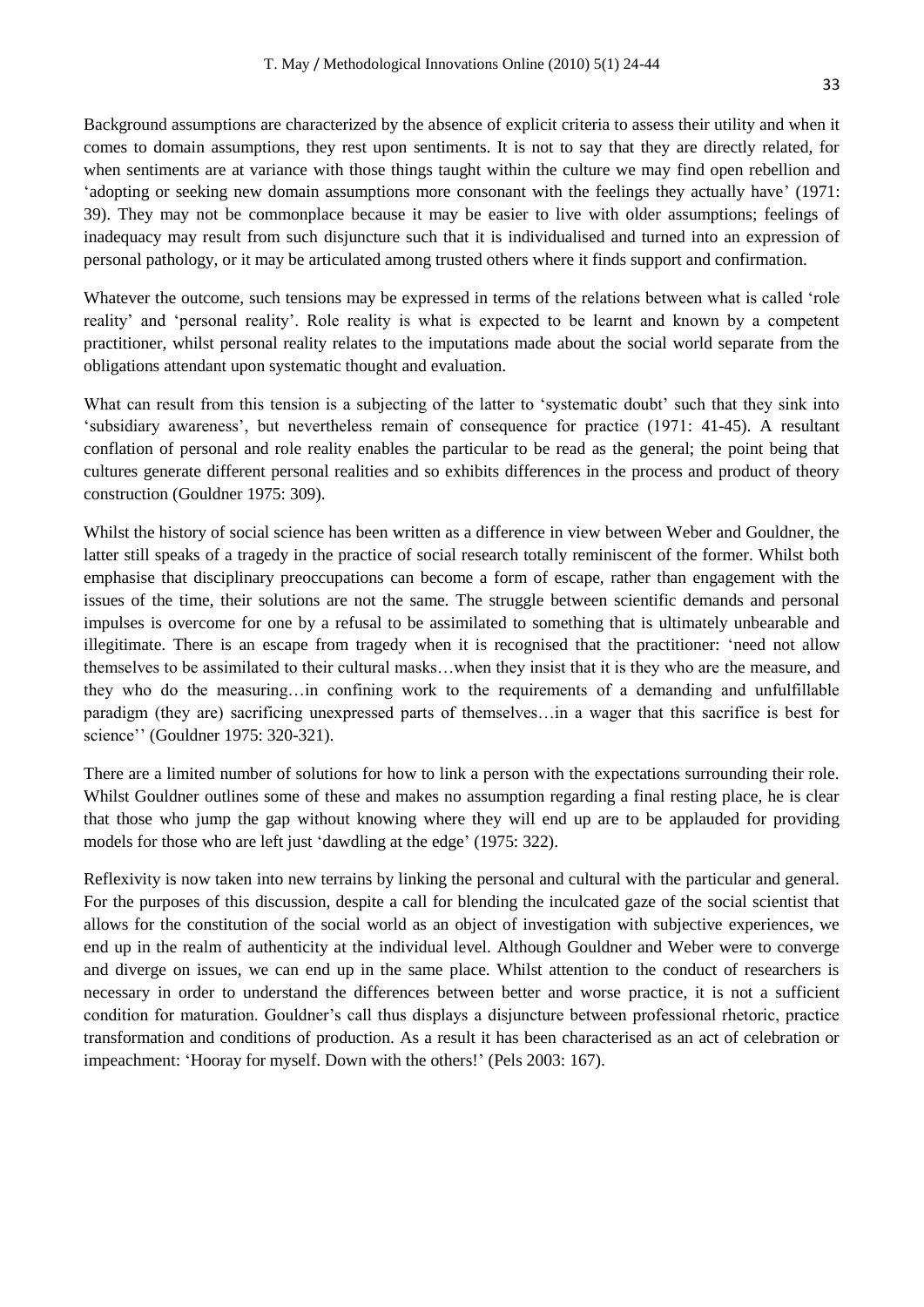Background assumptions are characterized by the absence of explicit criteria to assess their utility and when it comes to domain assumptions, they rest upon sentiments. It is not to say that they are directly related, for when sentiments are at variance with those things taught within the culture we may find open rebellion and 'adopting or seeking new domain assumptions more consonant with the feelings they actually have' (1971: 39). They may not be commonplace because it may be easier to live with older assumptions; feelings of inadequacy may result from such disjuncture such that it is individualised and turned into an expression of personal pathology, or it may be articulated among trusted others where it finds support and confirmation.

Whatever the outcome, such tensions may be expressed in terms of the relations between what is called 'role reality' and 'personal reality'. Role reality is what is expected to be learnt and known by a competent practitioner, whilst personal reality relates to the imputations made about the social world separate from the obligations attendant upon systematic thought and evaluation.

What can result from this tension is a subjecting of the latter to 'systematic doubt' such that they sink into 'subsidiary awareness', but nevertheless remain of consequence for practice (1971: 41-45). A resultant conflation of personal and role reality enables the particular to be read as the general; the point being that cultures generate different personal realities and so exhibits differences in the process and product of theory construction (Gouldner 1975: 309).

Whilst the history of social science has been written as a difference in view between Weber and Gouldner, the latter still speaks of a tragedy in the practice of social research totally reminiscent of the former. Whilst both emphasise that disciplinary preoccupations can become a form of escape, rather than engagement with the issues of the time, their solutions are not the same. The struggle between scientific demands and personal impulses is overcome for one by a refusal to be assimilated to something that is ultimately unbearable and illegitimate. There is an escape from tragedy when it is recognised that the practitioner: 'need not allow themselves to be assimilated to their cultural masks…when they insist that it is they who are the measure, and they who do the measuring…in confining work to the requirements of a demanding and unfulfillable paradigm (they are) sacrificing unexpressed parts of themselves…in a wager that this sacrifice is best for science'' (Gouldner 1975: 320-321).

There are a limited number of solutions for how to link a person with the expectations surrounding their role. Whilst Gouldner outlines some of these and makes no assumption regarding a final resting place, he is clear that those who jump the gap without knowing where they will end up are to be applauded for providing models for those who are left just 'dawdling at the edge' (1975: 322).

Reflexivity is now taken into new terrains by linking the personal and cultural with the particular and general. For the purposes of this discussion, despite a call for blending the inculcated gaze of the social scientist that allows for the constitution of the social world as an object of investigation with subjective experiences, we end up in the realm of authenticity at the individual level. Although Gouldner and Weber were to converge and diverge on issues, we can end up in the same place. Whilst attention to the conduct of researchers is necessary in order to understand the differences between better and worse practice, it is not a sufficient condition for maturation. Gouldner's call thus displays a disjuncture between professional rhetoric, practice transformation and conditions of production. As a result it has been characterised as an act of celebration or impeachment: 'Hooray for myself. Down with the others!' (Pels 2003: 167).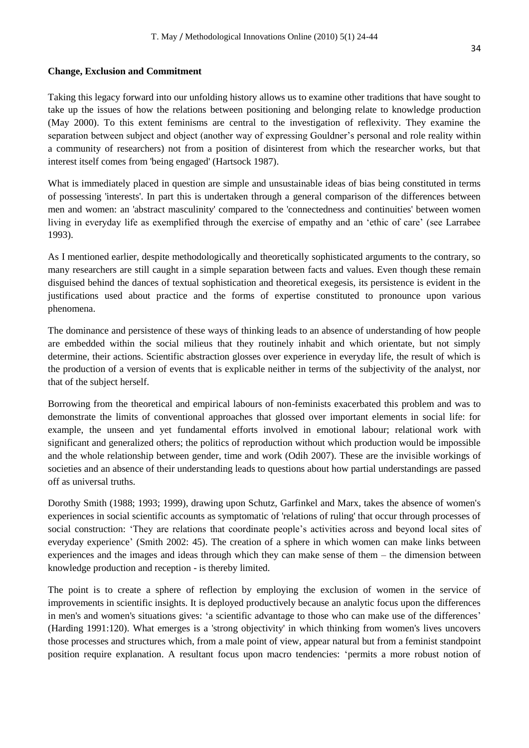**Change, Exclusion and Commitment**

Taking this legacy forward into our unfolding history allows us to examine other traditions that have sought to take up the issues of how the relations between positioning and belonging relate to knowledge production (May 2000). To this extent feminisms are central to the investigation of reflexivity. They examine the separation between subject and object (another way of expressing Gouldner's personal and role reality within a community of researchers) not from a position of disinterest from which the researcher works, but that interest itself comes from 'being engaged' (Hartsock 1987).

What is immediately placed in question are simple and unsustainable ideas of bias being constituted in terms of possessing 'interests'. In part this is undertaken through a general comparison of the differences between men and women: an 'abstract masculinity' compared to the 'connectedness and continuities' between women living in everyday life as exemplified through the exercise of empathy and an 'ethic of care' (see Larrabee 1993).

As I mentioned earlier, despite methodologically and theoretically sophisticated arguments to the contrary, so many researchers are still caught in a simple separation between facts and values. Even though these remain disguised behind the dances of textual sophistication and theoretical exegesis, its persistence is evident in the justifications used about practice and the forms of expertise constituted to pronounce upon various phenomena.

The dominance and persistence of these ways of thinking leads to an absence of understanding of how people are embedded within the social milieus that they routinely inhabit and which orientate, but not simply determine, their actions. Scientific abstraction glosses over experience in everyday life, the result of which is the production of a version of events that is explicable neither in terms of the subjectivity of the analyst, nor that of the subject herself.

Borrowing from the theoretical and empirical labours of non-feminists exacerbated this problem and was to demonstrate the limits of conventional approaches that glossed over important elements in social life: for example, the unseen and yet fundamental efforts involved in emotional labour; relational work with significant and generalized others; the politics of reproduction without which production would be impossible and the whole relationship between gender, time and work (Odih 2007). These are the invisible workings of societies and an absence of their understanding leads to questions about how partial understandings are passed off as universal truths.

Dorothy Smith (1988; 1993; 1999), drawing upon Schutz, Garfinkel and Marx, takes the absence of women's experiences in social scientific accounts as symptomatic of 'relations of ruling' that occur through processes of social construction: 'They are relations that coordinate people's activities across and beyond local sites of everyday experience' (Smith 2002: 45). The creation of a sphere in which women can make links between experiences and the images and ideas through which they can make sense of them – the dimension between knowledge production and reception - is thereby limited.

The point is to create a sphere of reflection by employing the exclusion of women in the service of improvements in scientific insights. It is deployed productively because an analytic focus upon the differences in men's and women's situations gives: 'a scientific advantage to those who can make use of the differences' (Harding 1991:120). What emerges is a 'strong objectivity' in which thinking from women's lives uncovers those processes and structures which, from a male point of view, appear natural but from a feminist standpoint position require explanation. A resultant focus upon macro tendencies: 'permits a more robust notion of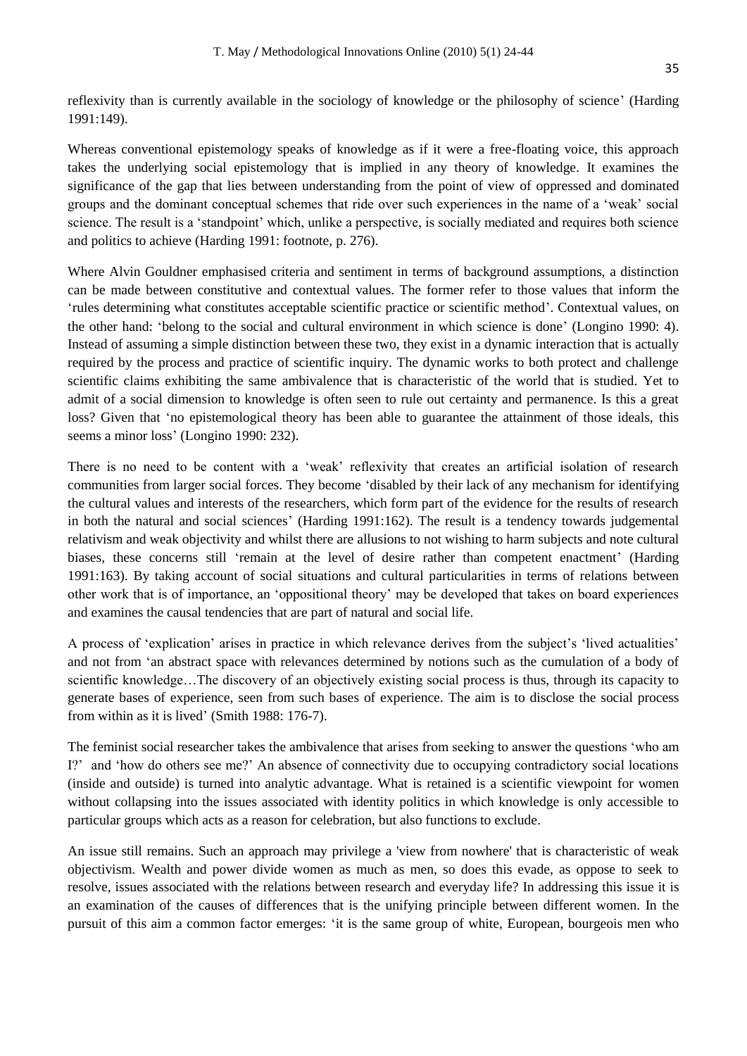reflexivity than is currently available in the sociology of knowledge or the philosophy of science' (Harding 1991:149).

Whereas conventional epistemology speaks of knowledge as if it were a free-floating voice, this approach takes the underlying social epistemology that is implied in any theory of knowledge. It examines the significance of the gap that lies between understanding from the point of view of oppressed and dominated groups and the dominant conceptual schemes that ride over such experiences in the name of a 'weak' social science. The result is a 'standpoint' which, unlike a perspective, is socially mediated and requires both science and politics to achieve (Harding 1991: footnote, p. 276).

Where Alvin Gouldner emphasised criteria and sentiment in terms of background assumptions, a distinction can be made between constitutive and contextual values. The former refer to those values that inform the 'rules determining what constitutes acceptable scientific practice or scientific method'. Contextual values, on the other hand: 'belong to the social and cultural environment in which science is done' (Longino 1990: 4). Instead of assuming a simple distinction between these two, they exist in a dynamic interaction that is actually required by the process and practice of scientific inquiry. The dynamic works to both protect and challenge scientific claims exhibiting the same ambivalence that is characteristic of the world that is studied. Yet to admit of a social dimension to knowledge is often seen to rule out certainty and permanence. Is this a great loss? Given that 'no epistemological theory has been able to guarantee the attainment of those ideals, this seems a minor loss' (Longino 1990: 232).

There is no need to be content with a 'weak' reflexivity that creates an artificial isolation of research communities from larger social forces. They become 'disabled by their lack of any mechanism for identifying the cultural values and interests of the researchers, which form part of the evidence for the results of research in both the natural and social sciences' (Harding 1991:162). The result is a tendency towards judgemental relativism and weak objectivity and whilst there are allusions to not wishing to harm subjects and note cultural biases, these concerns still 'remain at the level of desire rather than competent enactment' (Harding 1991:163). By taking account of social situations and cultural particularities in terms of relations between other work that is of importance, an 'oppositional theory' may be developed that takes on board experiences and examines the causal tendencies that are part of natural and social life.

A process of 'explication' arises in practice in which relevance derives from the subject's 'lived actualities' and not from 'an abstract space with relevances determined by notions such as the cumulation of a body of scientific knowledge…The discovery of an objectively existing social process is thus, through its capacity to generate bases of experience, seen from such bases of experience. The aim is to disclose the social process from within as it is lived' (Smith 1988: 176-7).

The feminist social researcher takes the ambivalence that arises from seeking to answer the questions 'who am I?' and 'how do others see me?' An absence of connectivity due to occupying contradictory social locations (inside and outside) is turned into analytic advantage. What is retained is a scientific viewpoint for women without collapsing into the issues associated with identity politics in which knowledge is only accessible to particular groups which acts as a reason for celebration, but also functions to exclude.

An issue still remains. Such an approach may privilege a 'view from nowhere' that is characteristic of weak objectivism. Wealth and power divide women as much as men, so does this evade, as oppose to seek to resolve, issues associated with the relations between research and everyday life? In addressing this issue it is an examination of the causes of differences that is the unifying principle between different women. In the pursuit of this aim a common factor emerges: 'it is the same group of white, European, bourgeois men who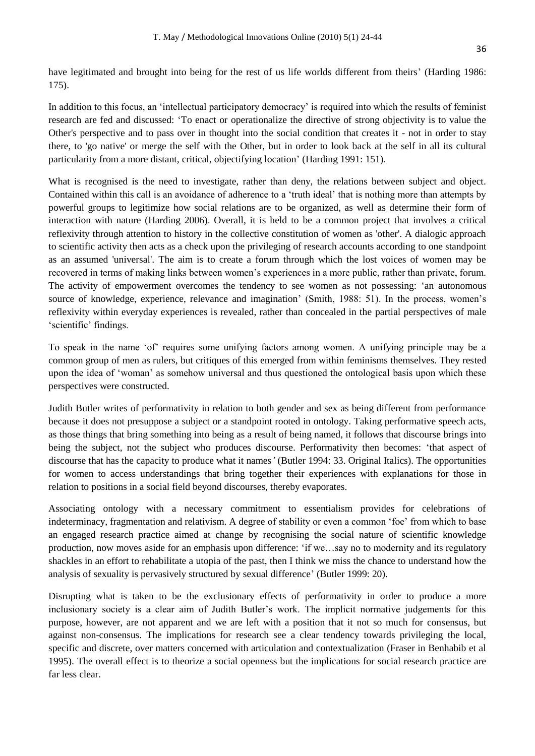have legitimated and brought into being for the rest of us life worlds different from theirs' (Harding 1986: 175).

In addition to this focus, an 'intellectual participatory democracy' is required into which the results of feminist research are fed and discussed: 'To enact or operationalize the directive of strong objectivity is to value the Other's perspective and to pass over in thought into the social condition that creates it - not in order to stay there, to 'go native' or merge the self with the Other, but in order to look back at the self in all its cultural particularity from a more distant, critical, objectifying location' (Harding 1991: 151).

What is recognised is the need to investigate, rather than deny, the relations between subject and object. Contained within this call is an avoidance of adherence to a 'truth ideal' that is nothing more than attempts by powerful groups to legitimize how social relations are to be organized, as well as determine their form of interaction with nature (Harding 2006). Overall, it is held to be a common project that involves a critical reflexivity through attention to history in the collective constitution of women as 'other'. A dialogic approach to scientific activity then acts as a check upon the privileging of research accounts according to one standpoint as an assumed 'universal'. The aim is to create a forum through which the lost voices of women may be recovered in terms of making links between women's experiences in a more public, rather than private, forum. The activity of empowerment overcomes the tendency to see women as not possessing: 'an autonomous source of knowledge, experience, relevance and imagination' (Smith, 1988: 51). In the process, women's reflexivity within everyday experiences is revealed, rather than concealed in the partial perspectives of male 'scientific' findings.

To speak in the name 'of' requires some unifying factors among women. A unifying principle may be a common group of men as rulers, but critiques of this emerged from within feminisms themselves. They rested upon the idea of 'woman' as somehow universal and thus questioned the ontological basis upon which these perspectives were constructed.

Judith Butler writes of performativity in relation to both gender and sex as being different from performance because it does not presuppose a subject or a standpoint rooted in ontology. Taking performative speech acts, as those things that bring something into being as a result of being named, it follows that discourse brings into being the subject, not the subject who produces discourse. Performativity then becomes: 'that aspect of discourse that has the capacity to produce what it names*'* (Butler 1994: 33. Original Italics). The opportunities for women to access understandings that bring together their experiences with explanations for those in relation to positions in a social field beyond discourses, thereby evaporates.

Associating ontology with a necessary commitment to essentialism provides for celebrations of indeterminacy, fragmentation and relativism. A degree of stability or even a common 'foe' from which to base an engaged research practice aimed at change by recognising the social nature of scientific knowledge production, now moves aside for an emphasis upon difference: 'if we…say no to modernity and its regulatory shackles in an effort to rehabilitate a utopia of the past, then I think we miss the chance to understand how the analysis of sexuality is pervasively structured by sexual difference' (Butler 1999: 20).

Disrupting what is taken to be the exclusionary effects of performativity in order to produce a more inclusionary society is a clear aim of Judith Butler's work. The implicit normative judgements for this purpose, however, are not apparent and we are left with a position that it not so much for consensus, but against non-consensus. The implications for research see a clear tendency towards privileging the local, specific and discrete, over matters concerned with articulation and contextualization (Fraser in Benhabib et al 1995). The overall effect is to theorize a social openness but the implications for social research practice are far less clear.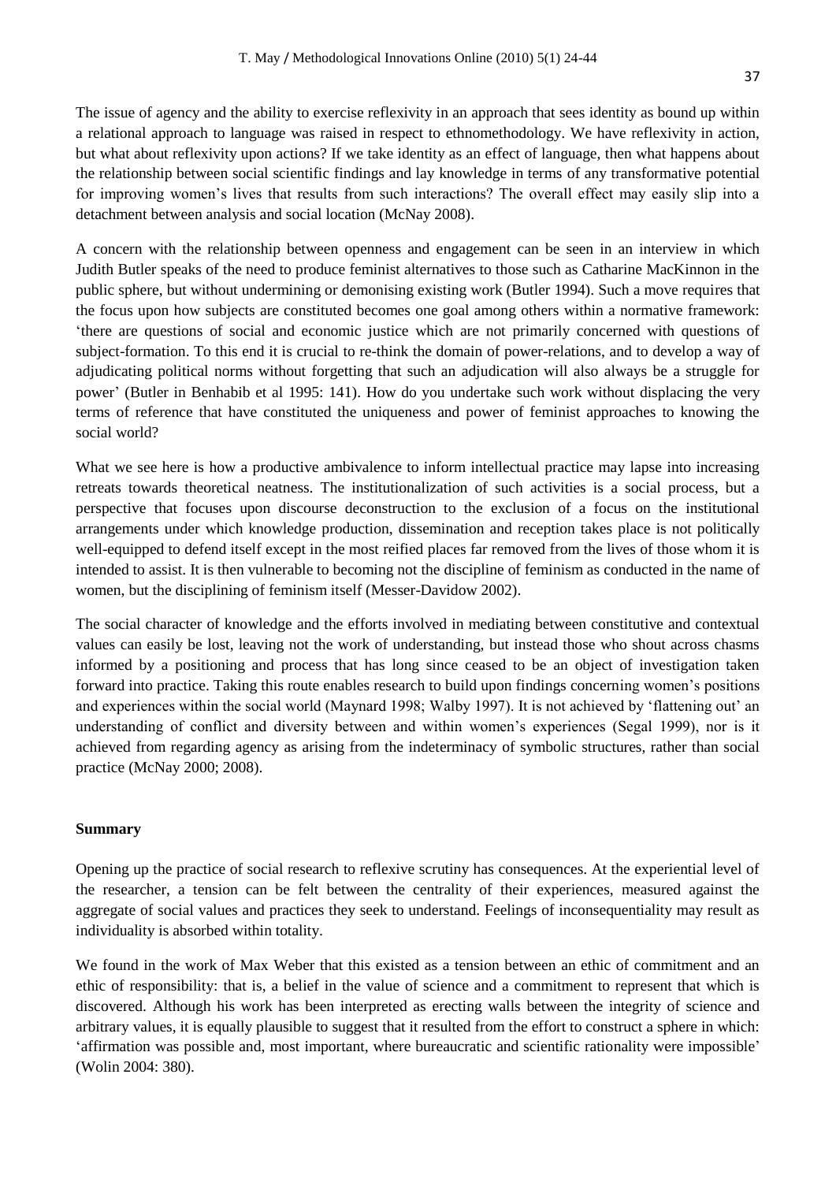The issue of agency and the ability to exercise reflexivity in an approach that sees identity as bound up within a relational approach to language was raised in respect to ethnomethodology. We have reflexivity in action, but what about reflexivity upon actions? If we take identity as an effect of language, then what happens about the relationship between social scientific findings and lay knowledge in terms of any transformative potential for improving women's lives that results from such interactions? The overall effect may easily slip into a detachment between analysis and social location (McNay 2008).

A concern with the relationship between openness and engagement can be seen in an interview in which Judith Butler speaks of the need to produce feminist alternatives to those such as Catharine MacKinnon in the public sphere, but without undermining or demonising existing work (Butler 1994). Such a move requires that the focus upon how subjects are constituted becomes one goal among others within a normative framework: 'there are questions of social and economic justice which are not primarily concerned with questions of subject-formation. To this end it is crucial to re-think the domain of power-relations, and to develop a way of adjudicating political norms without forgetting that such an adjudication will also always be a struggle for power' (Butler in Benhabib et al 1995: 141). How do you undertake such work without displacing the very terms of reference that have constituted the uniqueness and power of feminist approaches to knowing the social world?

What we see here is how a productive ambivalence to inform intellectual practice may lapse into increasing retreats towards theoretical neatness. The institutionalization of such activities is a social process, but a perspective that focuses upon discourse deconstruction to the exclusion of a focus on the institutional arrangements under which knowledge production, dissemination and reception takes place is not politically well-equipped to defend itself except in the most reified places far removed from the lives of those whom it is intended to assist. It is then vulnerable to becoming not the discipline of feminism as conducted in the name of women, but the disciplining of feminism itself (Messer-Davidow 2002).

The social character of knowledge and the efforts involved in mediating between constitutive and contextual values can easily be lost, leaving not the work of understanding, but instead those who shout across chasms informed by a positioning and process that has long since ceased to be an object of investigation taken forward into practice. Taking this route enables research to build upon findings concerning women's positions and experiences within the social world (Maynard 1998; Walby 1997). It is not achieved by 'flattening out' an understanding of conflict and diversity between and within women's experiences (Segal 1999), nor is it achieved from regarding agency as arising from the indeterminacy of symbolic structures, rather than social practice (McNay 2000; 2008).

## Summary

Opening up the practice of social research to reflexive scrutiny has consequences. At the experiential level of the researcher, a tension can be felt between the centrality of their experiences, measured against the aggregate of social values and practices they seek to understand. Feelings of inconsequentiality may result as individuality is absorbed within totality.

We found in the work of Max Weber that this existed as a tension between an ethic of commitment and an ethic of responsibility: that is, a belief in the value of science and a commitment to represent that which is discovered. Although his work has been interpreted as erecting walls between the integrity of science and arbitrary values, it is equally plausible to suggest that it resulted from the effort to construct a sphere in which: 'affirmation was possible and, most important, where bureaucratic and scientific rationality were impossible' (Wolin 2004: 380).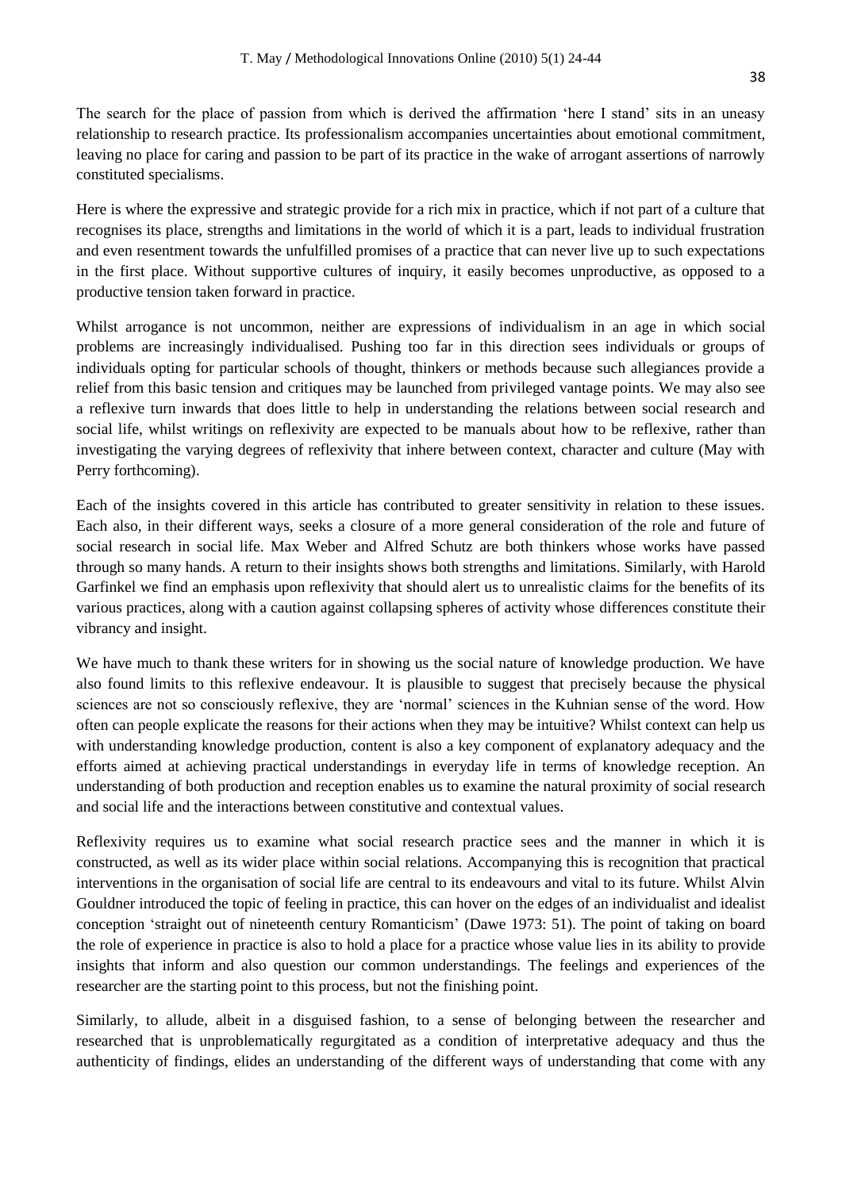The search for the place of passion from which is derived the affirmation 'here I stand' sits in an uneasy relationship to research practice. Its professionalism accompanies uncertainties about emotional commitment, leaving no place for caring and passion to be part of its practice in the wake of arrogant assertions of narrowly constituted specialisms.

Here is where the expressive and strategic provide for a rich mix in practice, which if not part of a culture that recognises its place, strengths and limitations in the world of which it is a part, leads to individual frustration and even resentment towards the unfulfilled promises of a practice that can never live up to such expectations in the first place. Without supportive cultures of inquiry, it easily becomes unproductive, as opposed to a productive tension taken forward in practice.

Whilst arrogance is not uncommon, neither are expressions of individualism in an age in which social problems are increasingly individualised. Pushing too far in this direction sees individuals or groups of individuals opting for particular schools of thought, thinkers or methods because such allegiances provide a relief from this basic tension and critiques may be launched from privileged vantage points. We may also see a reflexive turn inwards that does little to help in understanding the relations between social research and social life, whilst writings on reflexivity are expected to be manuals about how to be reflexive, rather than investigating the varying degrees of reflexivity that inhere between context, character and culture (May with Perry forthcoming).

Each of the insights covered in this article has contributed to greater sensitivity in relation to these issues. Each also, in their different ways, seeks a closure of a more general consideration of the role and future of social research in social life. Max Weber and Alfred Schutz are both thinkers whose works have passed through so many hands. A return to their insights shows both strengths and limitations. Similarly, with Harold Garfinkel we find an emphasis upon reflexivity that should alert us to unrealistic claims for the benefits of its various practices, along with a caution against collapsing spheres of activity whose differences constitute their vibrancy and insight.

We have much to thank these writers for in showing us the social nature of knowledge production. We have also found limits to this reflexive endeavour. It is plausible to suggest that precisely because the physical sciences are not so consciously reflexive, they are 'normal' sciences in the Kuhnian sense of the word. How often can people explicate the reasons for their actions when they may be intuitive? Whilst context can help us with understanding knowledge production, content is also a key component of explanatory adequacy and the efforts aimed at achieving practical understandings in everyday life in terms of knowledge reception. An understanding of both production and reception enables us to examine the natural proximity of social research and social life and the interactions between constitutive and contextual values.

Reflexivity requires us to examine what social research practice sees and the manner in which it is constructed, as well as its wider place within social relations. Accompanying this is recognition that practical interventions in the organisation of social life are central to its endeavours and vital to its future. Whilst Alvin Gouldner introduced the topic of feeling in practice, this can hover on the edges of an individualist and idealist conception 'straight out of nineteenth century Romanticism' (Dawe 1973: 51). The point of taking on board the role of experience in practice is also to hold a place for a practice whose value lies in its ability to provide insights that inform and also question our common understandings. The feelings and experiences of the researcher are the starting point to this process, but not the finishing point.

Similarly, to allude, albeit in a disguised fashion, to a sense of belonging between the researcher and researched that is unproblematically regurgitated as a condition of interpretative adequacy and thus the authenticity of findings, elides an understanding of the different ways of understanding that come with any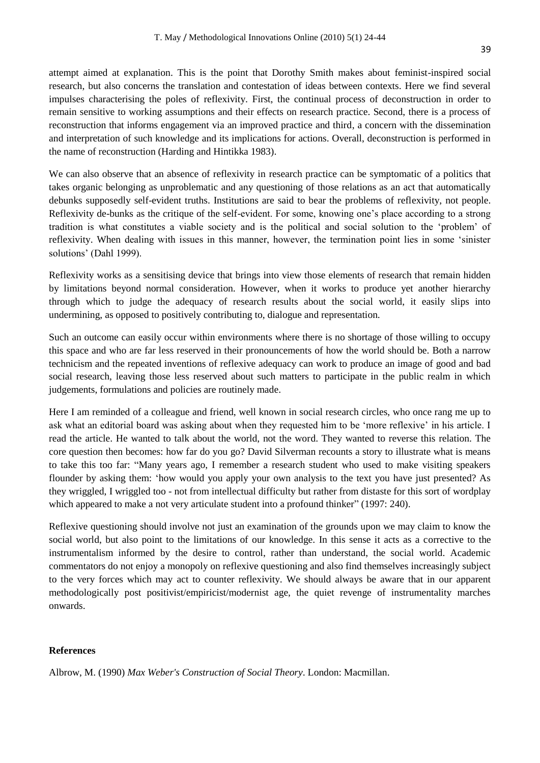attempt aimed at explanation. This is the point that Dorothy Smith makes about feminist-inspired social research, but also concerns the translation and contestation of ideas between contexts. Here we find several impulses characterising the poles of reflexivity. First, the continual process of deconstruction in order to remain sensitive to working assumptions and their effects on research practice. Second, there is a process of reconstruction that informs engagement via an improved practice and third, a concern with the dissemination and interpretation of such knowledge and its implications for actions. Overall, deconstruction is performed in the name of reconstruction (Harding and Hintikka 1983).

We can also observe that an absence of reflexivity in research practice can be symptomatic of a politics that takes organic belonging as unproblematic and any questioning of those relations as an act that automatically debunks supposedly self-evident truths. Institutions are said to bear the problems of reflexivity, not people. Reflexivity de-bunks as the critique of the self-evident. For some, knowing one's place according to a strong tradition is what constitutes a viable society and is the political and social solution to the 'problem' of reflexivity. When dealing with issues in this manner, however, the termination point lies in some 'sinister solutions' (Dahl 1999).

Reflexivity works as a sensitising device that brings into view those elements of research that remain hidden by limitations beyond normal consideration. However, when it works to produce yet another hierarchy through which to judge the adequacy of research results about the social world, it easily slips into undermining, as opposed to positively contributing to, dialogue and representation.

Such an outcome can easily occur within environments where there is no shortage of those willing to occupy this space and who are far less reserved in their pronouncements of how the world should be. Both a narrow technicism and the repeated inventions of reflexive adequacy can work to produce an image of good and bad social research, leaving those less reserved about such matters to participate in the public realm in which judgements, formulations and policies are routinely made.

Here I am reminded of a colleague and friend, well known in social research circles, who once rang me up to ask what an editorial board was asking about when they requested him to be 'more reflexive' in his article. I read the article. He wanted to talk about the world, not the word. They wanted to reverse this relation. The core question then becomes: how far do you go? David Silverman recounts a story to illustrate what is means to take this too far: "Many years ago, I remember a research student who used to make visiting speakers flounder by asking them: 'how would you apply your own analysis to the text you have just presented? As they wriggled, I wriggled too - not from intellectual difficulty but rather from distaste for this sort of wordplay which appeared to make a not very articulate student into a profound thinker" (1997: 240).

Reflexive questioning should involve not just an examination of the grounds upon we may claim to know the social world, but also point to the limitations of our knowledge. In this sense it acts as a corrective to the instrumentalism informed by the desire to control, rather than understand, the social world. Academic commentators do not enjoy a monopoly on reflexive questioning and also find themselves increasingly subject to the very forces which may act to counter reflexivity. We should always be aware that in our apparent methodologically post positivist/empiricist/modernist age, the quiet revenge of instrumentality marches onwards.

## References

Albrow, M. (1990) *Max Weber's Construction of Social Theory*. London: Macmillan.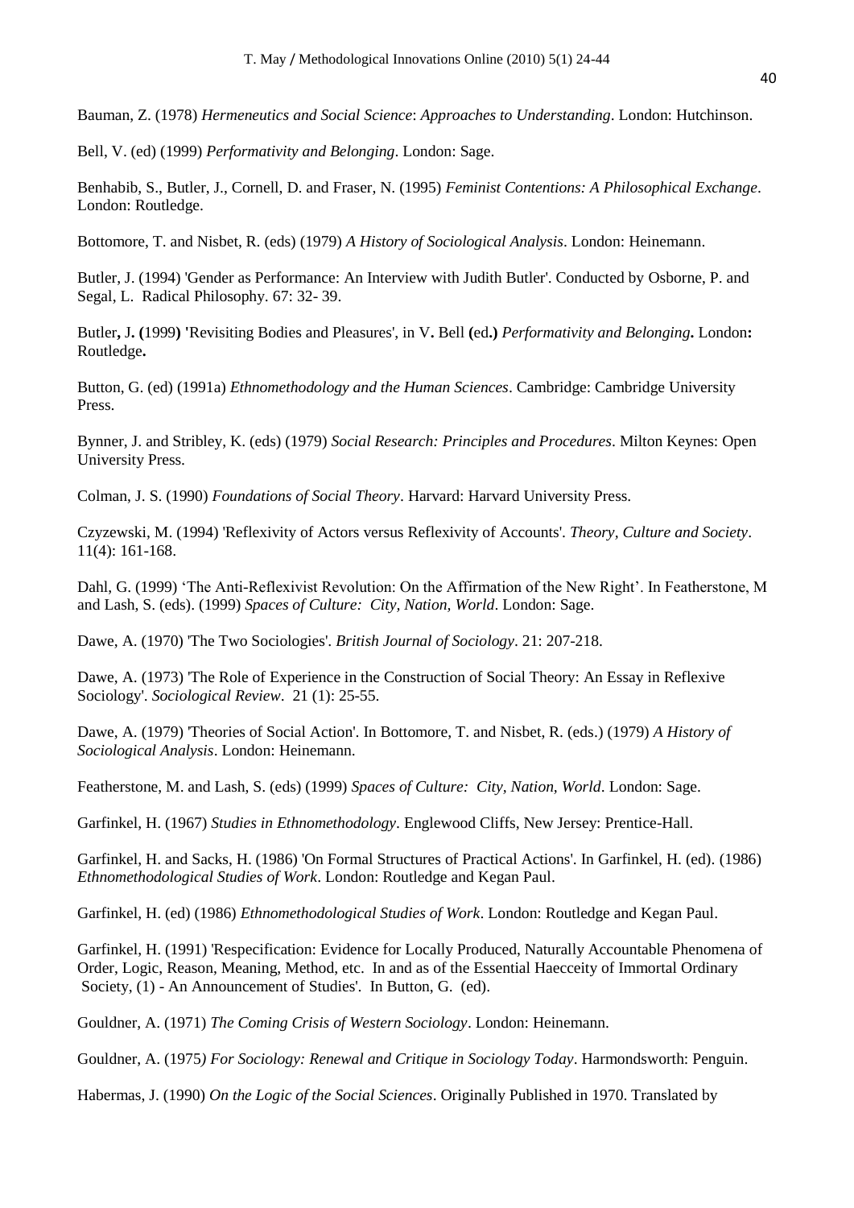Bauman, Z. (1978) *Hermeneutics and Social Science*: *Approaches to Understanding*. London: Hutchinson.

Bell, V. (ed) (1999) *Performativity and Belonging*. London: Sage.

Benhabib, S., Butler, J., Cornell, D. and Fraser, N. (1995) *Feminist Contentions: A Philosophical Exchange*. London: Routledge.

Bottomore, T. and Nisbet, R. (eds) (1979) *A History of Sociological Analysis*. London: Heinemann.

Butler, J. (1994) 'Gender as Performance: An Interview with Judith Butler'. Conducted by Osborne, P. and Segal, L. Radical Philosophy. 67: 32- 39.

Butler, J. (1999) 'Revisiting Bodies and Pleasures', in V. Bell (ed.) *Performativity and Belonging*. London: Routledge.

Button, G. (ed) (1991a) *Ethnomethodology and the Human Sciences*. Cambridge: Cambridge University Press.

Bynner, J. and Stribley, K. (eds) (1979) *Social Research: Principles and Procedures*. Milton Keynes: Open University Press.

Colman, J. S. (1990) *Foundations of Social Theory*. Harvard: Harvard University Press.

Czyzewski, M. (1994) 'Reflexivity of Actors versus Reflexivity of Accounts'. *Theory, Culture and Society*. 11(4): 161-168.

Dahl, G. (1999) 'The Anti-Reflexivist Revolution: On the Affirmation of the New Right'. In Featherstone, M and Lash, S. (eds). (1999) *Spaces of Culture: City, Nation, World*. London: Sage.

Dawe, A. (1970) 'The Two Sociologies'. *British Journal of Sociology*. 21: 207-218.

Dawe, A. (1973) 'The Role of Experience in the Construction of Social Theory: An Essay in Reflexive Sociology'. *Sociological Review*. 21 (1): 25-55.

Dawe, A. (1979) 'Theories of Social Action'. In Bottomore, T. and Nisbet, R. (eds.) (1979) *A History of Sociological Analysis*. London: Heinemann.

Featherstone, M. and Lash, S. (eds) (1999) *Spaces of Culture: City, Nation, World*. London: Sage.

Garfinkel, H. (1967) *Studies in Ethnomethodology*. Englewood Cliffs, New Jersey: Prentice-Hall.

Garfinkel, H. and Sacks, H. (1986) 'On Formal Structures of Practical Actions'. In Garfinkel, H. (ed). (1986) *Ethnomethodological Studies of Work*. London: Routledge and Kegan Paul.

Garfinkel, H. (ed) (1986) *Ethnomethodological Studies of Work*. London: Routledge and Kegan Paul.

Garfinkel, H. (1991) 'Respecification: Evidence for Locally Produced, Naturally Accountable Phenomena of Order, Logic, Reason, Meaning, Method, etc. In and as of the Essential Haecceity of Immortal Ordinary Society, (1) - An Announcement of Studies'. In Button, G. (ed).

Gouldner, A. (1971) *The Coming Crisis of Western Sociology*. London: Heinemann.

Gouldner, A. (1975) *For Sociology: Renewal and Critique in Sociology Today*. Harmondsworth: Penguin.

Habermas, J. (1990) *On the Logic of the Social Sciences*. Originally Published in 1970. Translated by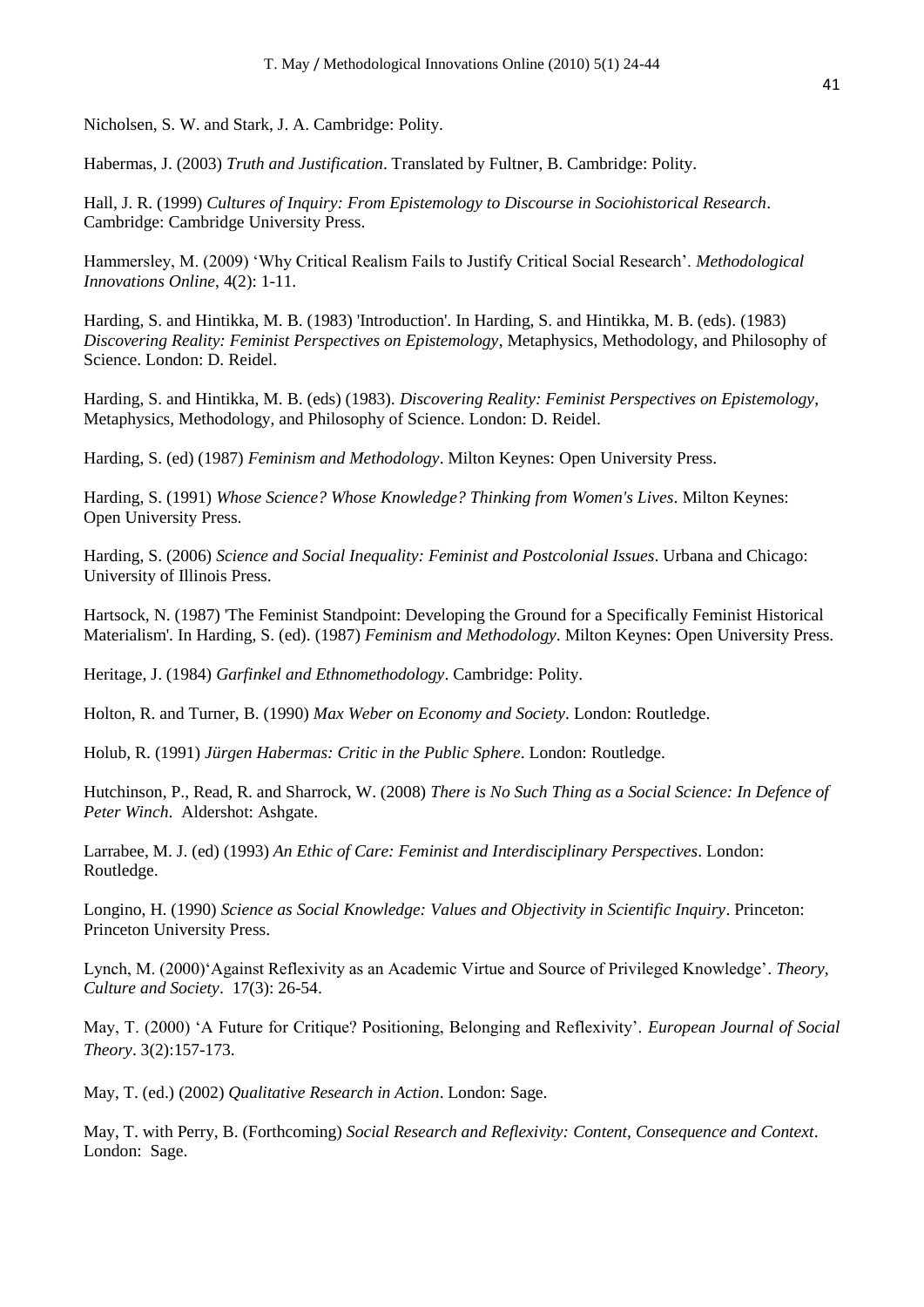Nicholsen, S. W. and Stark, J. A. Cambridge: Polity.

Habermas, J. (2003) *Truth and Justification*. Translated by Fultner, B. Cambridge: Polity.

Hall, J. R. (1999) *Cultures of Inquiry: From Epistemology to Discourse in Sociohistorical Research*. Cambridge: Cambridge University Press.

Hammersley, M. (2009) 'Why Critical Realism Fails to Justify Critical Social Research'. *Methodological Innovations Online*, 4(2): 1-11.

Harding, S. and Hintikka, M. B. (1983) 'Introduction'. In Harding, S. and Hintikka, M. B. (eds). (1983) *Discovering Reality: Feminist Perspectives on Epistemology*, Metaphysics, Methodology, and Philosophy of Science. London: D. Reidel.

Harding, S. and Hintikka, M. B. (eds) (1983). *Discovering Reality: Feminist Perspectives on Epistemology*, Metaphysics, Methodology, and Philosophy of Science. London: D. Reidel.

Harding, S. (ed) (1987) *Feminism and Methodology*. Milton Keynes: Open University Press.

Harding, S. (1991) *Whose Science? Whose Knowledge? Thinking from Women's Lives*. Milton Keynes: Open University Press.

Harding, S. (2006) *Science and Social Inequality: Feminist and Postcolonial Issues*. Urbana and Chicago: University of Illinois Press.

Hartsock, N. (1987) 'The Feminist Standpoint: Developing the Ground for a Specifically Feminist Historical Materialism'. In Harding, S. (ed). (1987) *Feminism and Methodology*. Milton Keynes: Open University Press.

Heritage, J. (1984) *Garfinkel and Ethnomethodology*. Cambridge: Polity.

Holton, R. and Turner, B. (1990) *Max Weber on Economy and Society*. London: Routledge.

Holub, R. (1991) *Jürgen Habermas: Critic in the Public Sphere*. London: Routledge.

Hutchinson, P., Read, R. and Sharrock, W. (2008) *There is No Such Thing as a Social Science: In Defence of Peter Winch*. Aldershot: Ashgate.

Larrabee, M. J. (ed) (1993) *An Ethic of Care: Feminist and Interdisciplinary Perspectives*. London: Routledge.

Longino, H. (1990) *Science as Social Knowledge: Values and Objectivity in Scientific Inquiry*. Princeton: Princeton University Press.

Lynch, M. (2000)'Against Reflexivity as an Academic Virtue and Source of Privileged Knowledge'. *Theory, Culture and Society*. 17(3): 26-54.

May, T. (2000) 'A Future for Critique? Positioning, Belonging and Reflexivity'. *European Journal of Social Theory*. 3(2):157-173.

May, T. (ed.) (2002) *Qualitative Research in Action*. London: Sage.

May, T. with Perry, B. (Forthcoming) *Social Research and Reflexivity: Content, Consequence and Context*. London: Sage.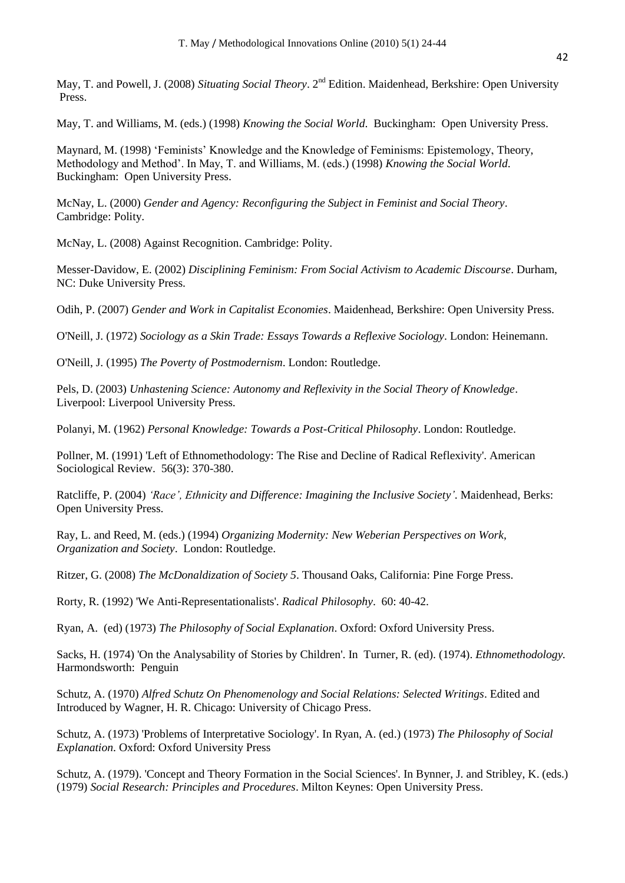May, T. and Powell, J. (2008) *Situating Social Theory*. 2nd Edition. Maidenhead, Berkshire: Open University Press.

May, T. and Williams, M. (eds.) (1998) *Knowing the Social World*. Buckingham: Open University Press.

Maynard, M. (1998) 'Feminists' Knowledge and the Knowledge of Feminisms: Epistemology, Theory, Methodology and Method'. In May, T. and Williams, M. (eds.) (1998) *Knowing the Social World*. Buckingham: Open University Press.

McNay, L. (2000) *Gender and Agency: Reconfiguring the Subject in Feminist and Social Theory*. Cambridge: Polity.

McNay, L. (2008) Against Recognition. Cambridge: Polity.

Messer-Davidow, E. (2002) *Disciplining Feminism: From Social Activism to Academic Discourse*. Durham, NC: Duke University Press.

Odih, P. (2007) *Gender and Work in Capitalist Economies*. Maidenhead, Berkshire: Open University Press.

O'Neill, J. (1972) *Sociology as a Skin Trade: Essays Towards a Reflexive Sociology*. London: Heinemann.

O'Neill, J. (1995) *The Poverty of Postmodernism*. London: Routledge.

Pels, D. (2003) *Unhastening Science: Autonomy and Reflexivity in the Social Theory of Knowledge*. Liverpool: Liverpool University Press.

Polanyi, M. (1962) *Personal Knowledge: Towards a Post-Critical Philosophy*. London: Routledge.

Pollner, M. (1991) 'Left of Ethnomethodology: The Rise and Decline of Radical Reflexivity'. American Sociological Review. 56(3): 370-380.

Ratcliffe, P. (2004) *'Race', Ethnicity and Difference: Imagining the Inclusive Society'*. Maidenhead, Berks: Open University Press.

Ray, L. and Reed, M. (eds.) (1994) *Organizing Modernity: New Weberian Perspectives on Work, Organization and Society*. London: Routledge.

Ritzer, G. (2008) *The McDonaldization of Society 5*. Thousand Oaks, California: Pine Forge Press.

Rorty, R. (1992) 'We Anti-Representationalists'. *Radical Philosophy*. 60: 40-42.

Ryan, A. (ed) (1973) *The Philosophy of Social Explanation*. Oxford: Oxford University Press.

Sacks, H. (1974) 'On the Analysability of Stories by Children'. In Turner, R. (ed). (1974). *Ethnomethodology.* Harmondsworth: Penguin

Schutz, A. (1970) *Alfred Schutz On Phenomenology and Social Relations: Selected Writings*. Edited and Introduced by Wagner, H. R. Chicago: University of Chicago Press.

Schutz, A. (1973) 'Problems of Interpretative Sociology'. In Ryan, A. (ed.) (1973) *The Philosophy of Social Explanation*. Oxford: Oxford University Press

Schutz, A. (1979). 'Concept and Theory Formation in the Social Sciences'. In Bynner, J. and Stribley, K. (eds.) (1979) *Social Research: Principles and Procedures*. Milton Keynes: Open University Press.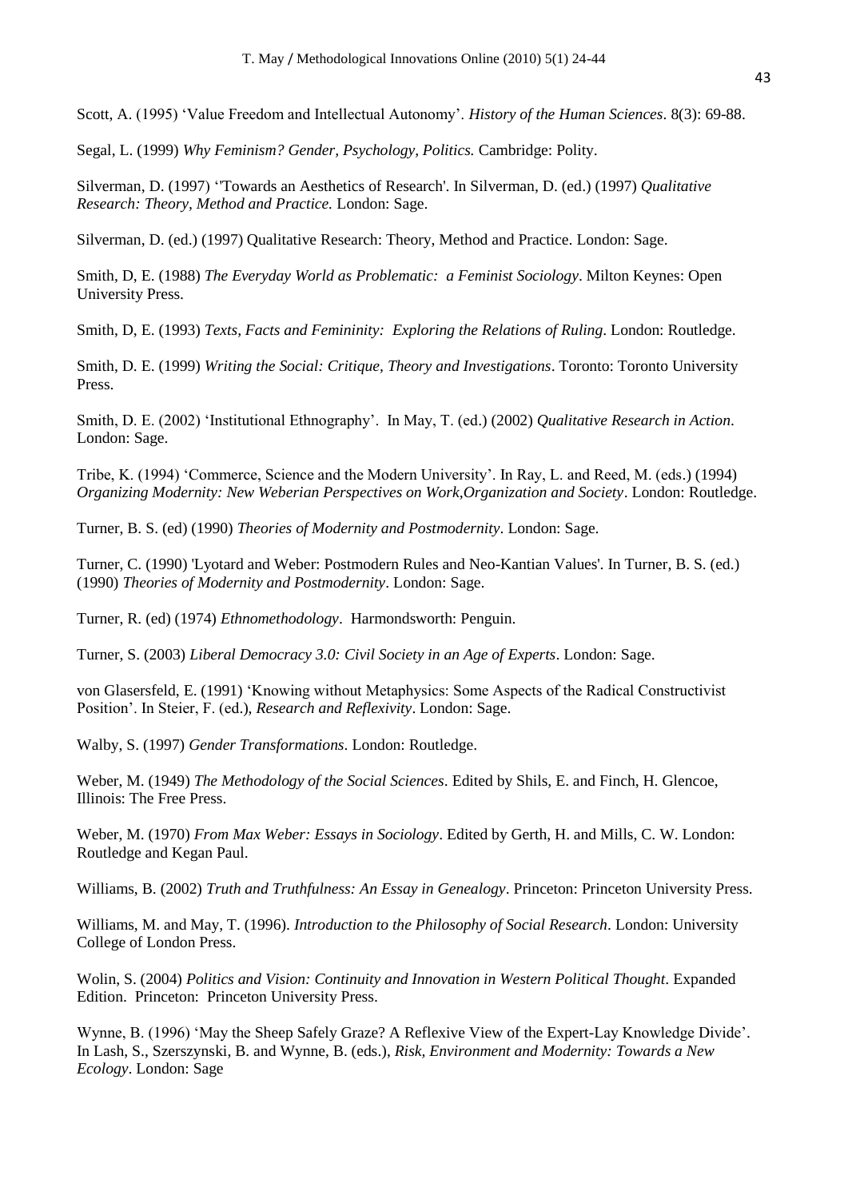Scott, A. (1995) 'Value Freedom and Intellectual Autonomy'. *History of the Human Sciences*. 8(3): 69-88.

Segal, L. (1999) *Why Feminism? Gender, Psychology, Politics.* Cambridge: Polity.

Silverman, D. (1997) ''Towards an Aesthetics of Research'. In Silverman, D. (ed.) (1997) *Qualitative Research: Theory, Method and Practice.* London: Sage.

Silverman, D. (ed.) (1997) Qualitative Research: Theory, Method and Practice. London: Sage.

Smith, D, E. (1988) *The Everyday World as Problematic: a Feminist Sociology*. Milton Keynes: Open University Press.

Smith, D, E. (1993) *Texts, Facts and Femininity: Exploring the Relations of Ruling*. London: Routledge.

Smith, D. E. (1999) *Writing the Social: Critique, Theory and Investigations*. Toronto: Toronto University Press.

Smith, D. E. (2002) 'Institutional Ethnography'. In May, T. (ed.) (2002) *Qualitative Research in Action*. London: Sage.

Tribe, K. (1994) 'Commerce, Science and the Modern University'. In Ray, L. and Reed, M. (eds.) (1994) *Organizing Modernity: New Weberian Perspectives on Work,Organization and Society*. London: Routledge.

Turner, B. S. (ed) (1990) *Theories of Modernity and Postmodernity*. London: Sage.

Turner, C. (1990) 'Lyotard and Weber: Postmodern Rules and Neo-Kantian Values'. In Turner, B. S. (ed.) (1990) *Theories of Modernity and Postmodernity*. London: Sage.

Turner, R. (ed) (1974) *Ethnomethodology*. Harmondsworth: Penguin.

Turner, S. (2003) *Liberal Democracy 3.0: Civil Society in an Age of Experts*. London: Sage.

von Glasersfeld, E. (1991) 'Knowing without Metaphysics: Some Aspects of the Radical Constructivist Position'. In Steier, F. (ed.), *Research and Reflexivity*. London: Sage.

Walby, S. (1997) *Gender Transformations*. London: Routledge.

Weber, M. (1949) *The Methodology of the Social Sciences*. Edited by Shils, E. and Finch, H. Glencoe, Illinois: The Free Press.

Weber, M. (1970) *From Max Weber: Essays in Sociology*. Edited by Gerth, H. and Mills, C. W. London: Routledge and Kegan Paul.

Williams, B. (2002) *Truth and Truthfulness: An Essay in Genealogy*. Princeton: Princeton University Press.

Williams, M. and May, T. (1996). *Introduction to the Philosophy of Social Research*. London: University College of London Press.

Wolin, S. (2004) *Politics and Vision: Continuity and Innovation in Western Political Thought*. Expanded Edition. Princeton: Princeton University Press.

Wynne, B. (1996) 'May the Sheep Safely Graze? A Reflexive View of the Expert-Lay Knowledge Divide'. In Lash, S., Szerszynski, B. and Wynne, B. (eds.), *Risk, Environment and Modernity: Towards a New Ecology*. London: Sage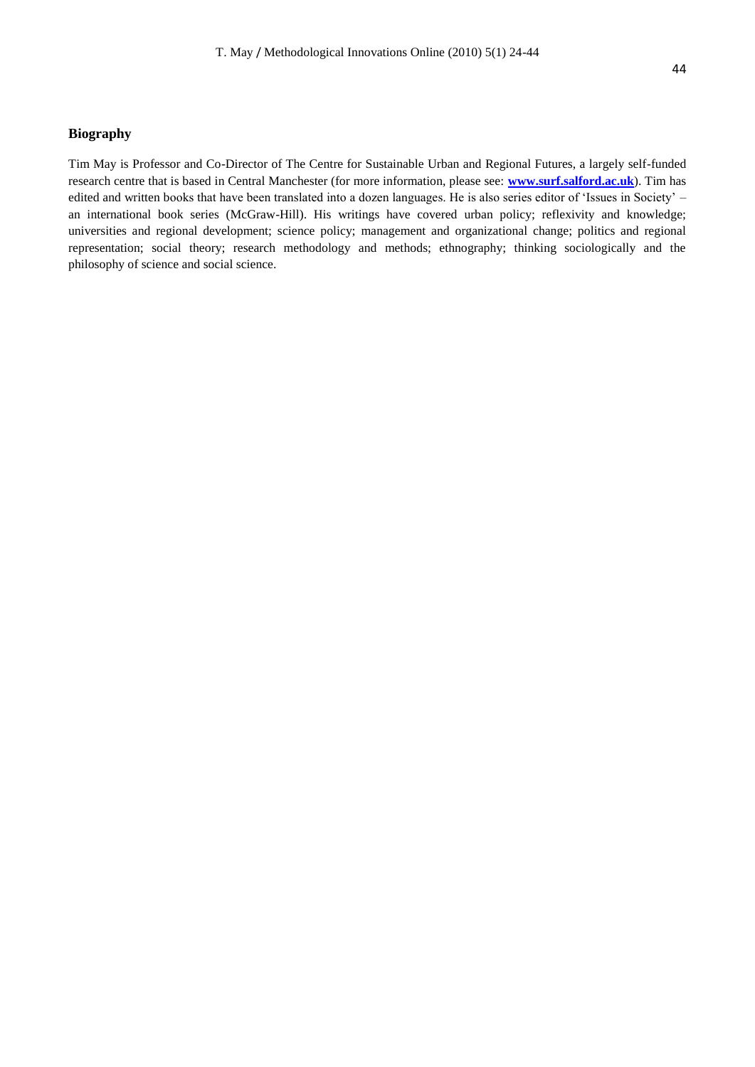## Biography

Tim May is Professor and Co-Director of The Centre for Sustainable Urban and Regional Futures, a largely self-funded research centre that is based in Central Manchester (for more information, please see: **www.surf.salford.ac.uk**). Tim has edited and written books that have been translated into a dozen languages. He is also series editor of 'Issues in Society' – an international book series (McGraw-Hill). His writings have covered urban policy; reflexivity and knowledge; universities and regional development; science policy; management and organizational change; politics and regional representation; social theory; research methodology and methods; ethnography; thinking sociologically and the philosophy of science and social science.